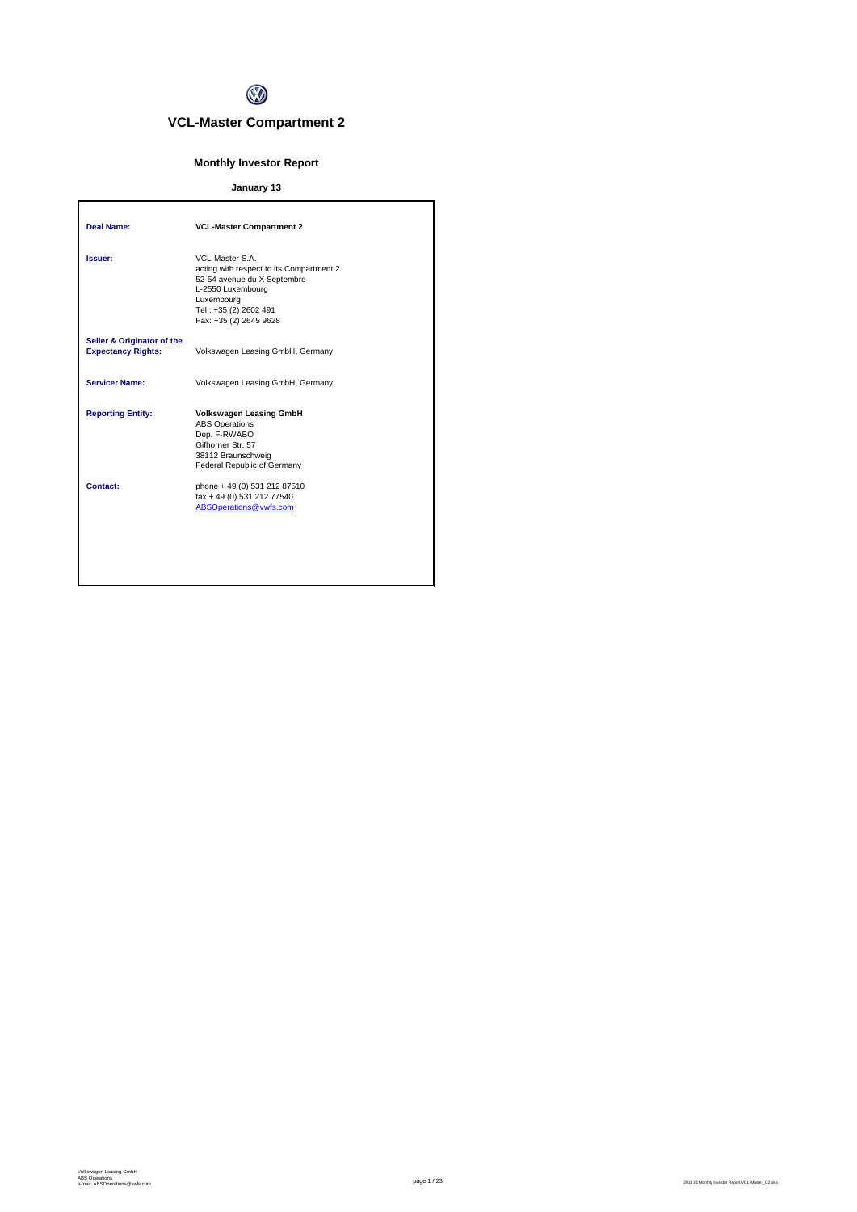# VCL-Master Compartment 2

## Monthly Investor Report

### January 13

| | |
|---|---|
| **Deal Name:** | **VCL-Master Compartment 2** |
| **Issuer:** | VCL-Master S.A.<br>acting with respect to its Compartment 2<br>52-54 avenue du X Septembre<br>L-2550 Luxembourg<br>Luxembourg<br>Tel.: +35 (2) 2602 491<br>Fax: +35 (2) 2645 9628 |
| **Seller & Originator of the Expectancy Rights:** | Volkswagen Leasing GmbH, Germany |
| **Servicer Name:** | Volkswagen Leasing GmbH, Germany |
| **Reporting Entity:** | **Volkswagen Leasing GmbH**<br>ABS Operations<br>Dep. F-RWABO<br>Gifhorner Str. 57<br>38112 Braunschweig<br>Federal Republic of Germany |
| **Contact:** | phone + 49 (0) 531 212 87510<br>fax + 49 (0) 531 212 77540<br>ABSOperations@vwfs.com |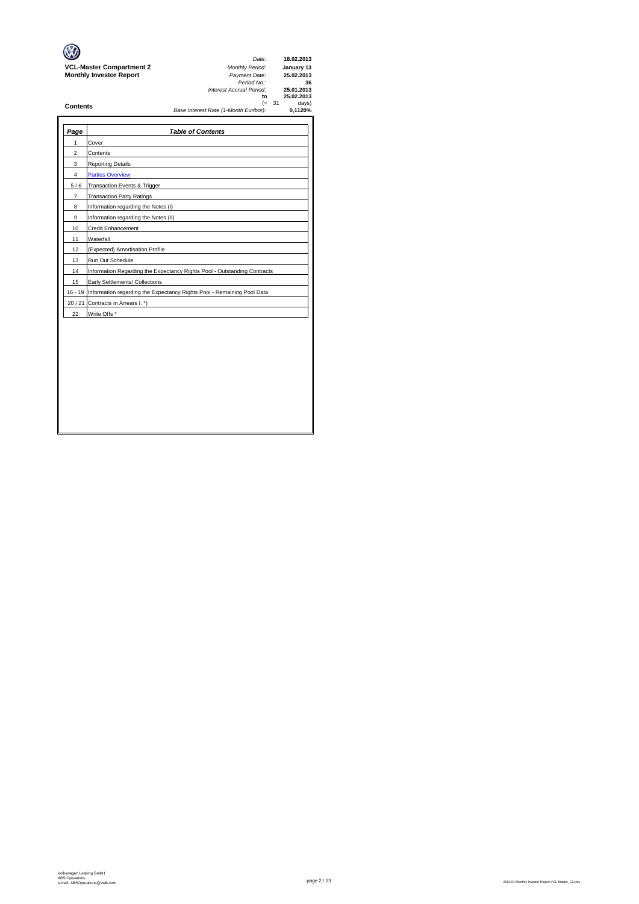**VCL-Master Compartment 2**
**Monthly Investor Report**

| | |
|---|---|
| *Date:* | **18.02.2013** |
| *Monthly Period:* | **January 13** |
| *Payment Date:* | **25.02.2013** |
| *Period No.:* | **36** |
| *Interest Accrual Period:* | **25.01.2013** |
| **to** | **25.02.2013** |
| (= 31 | days) |
| *Base Interest Rate (1-Month Euribor):* | **0,1120%** |

## Contents

| *Page* | *Table of Contents* |
|---|---|
| 1 | Cover |
| 2 | Contents |
| 3 | Reporting Details |
| 4 | Parties Overview |
| 5 / 6 | Transaction Events & Trigger |
| 7 | Transaction Party Ratings |
| 8 | Information regarding the Notes (I) |
| 9 | Information regarding the Notes (II) |
| 10 | Credit Enhancement |
| 11 | Waterfall |
| 12 | (Expected) Amortisation Profile |
| 13 | Run Out Schedule |
| 14 | Information Regarding the Expectancy Rights Pool - Outstanding Contracts |
| 15 | Early Settlements/ Collections |
| 16 - 19 | Information regarding the Expectancy Rights Pool - Remaining Pool Data |
| 20 / 21 | Contracts in Arrears I. *) |
| 22 | Write Offs * |

Volkswagen Leasing GmbH
ABS Operations
e-mail: ABSOperations@vwfs.com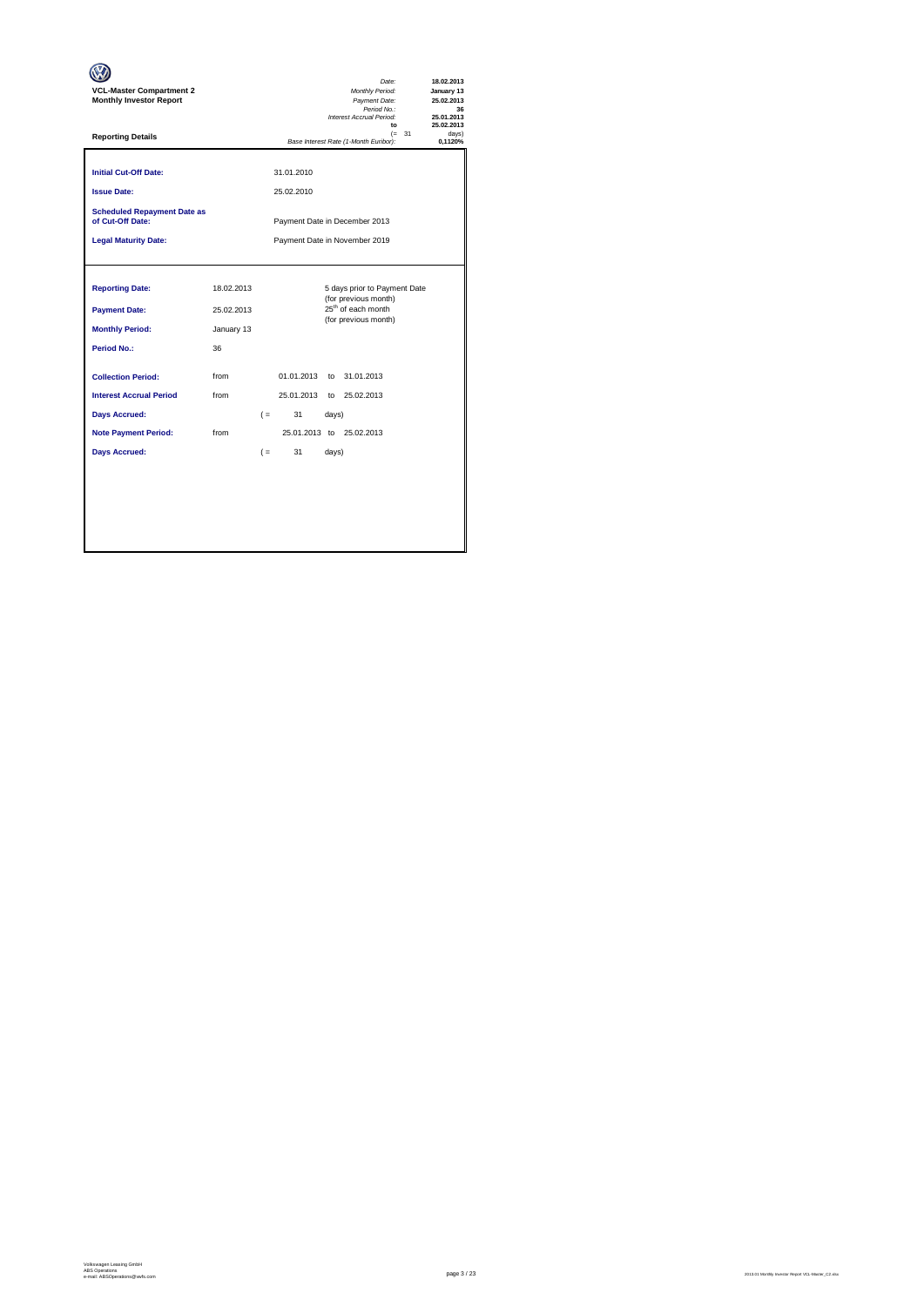**VCL-Master Compartment 2**
**Monthly Investor Report**

**Reporting Details**

| | |
|---|---|
| *Date:* | **18.02.2013** |
| *Monthly Period:* | **January 13** |
| *Payment Date:* | **25.02.2013** |
| *Period No.:* | **36** |
| *Interest Accrual Period:* | **25.01.2013** |
| **to** | **25.02.2013** |
| (= 31 | days) |
| *Base Interest Rate (1-Month Euribor):* | **0,1120%** |

| | |
|---|---|
| **Initial Cut-Off Date:** | 31.01.2010 |
| **Issue Date:** | 25.02.2010 |
| **Scheduled Repayment Date as of Cut-Off Date:** | Payment Date in December 2013 |
| **Legal Maturity Date:** | Payment Date in November 2019 |

| | | | | | |
|---|---|---|---|---|---|
| **Reporting Date:** | 18.02.2013 | | | | 5 days prior to Payment Date (for previous month) |
| **Payment Date:** | 25.02.2013 | | | | 25th of each month (for previous month) |
| **Monthly Period:** | January 13 | | | | |
| **Period No.:** | 36 | | | | |
| **Collection Period:** | from | | 01.01.2013 | to | 31.01.2013 |
| **Interest Accrual Period** | from | | 25.01.2013 | to | 25.02.2013 |
| **Days Accrued:** | | ( = | 31 | days) | |
| **Note Payment Period:** | from | | 25.01.2013 | to | 25.02.2013 |
| **Days Accrued:** | | ( = | 31 | days) | |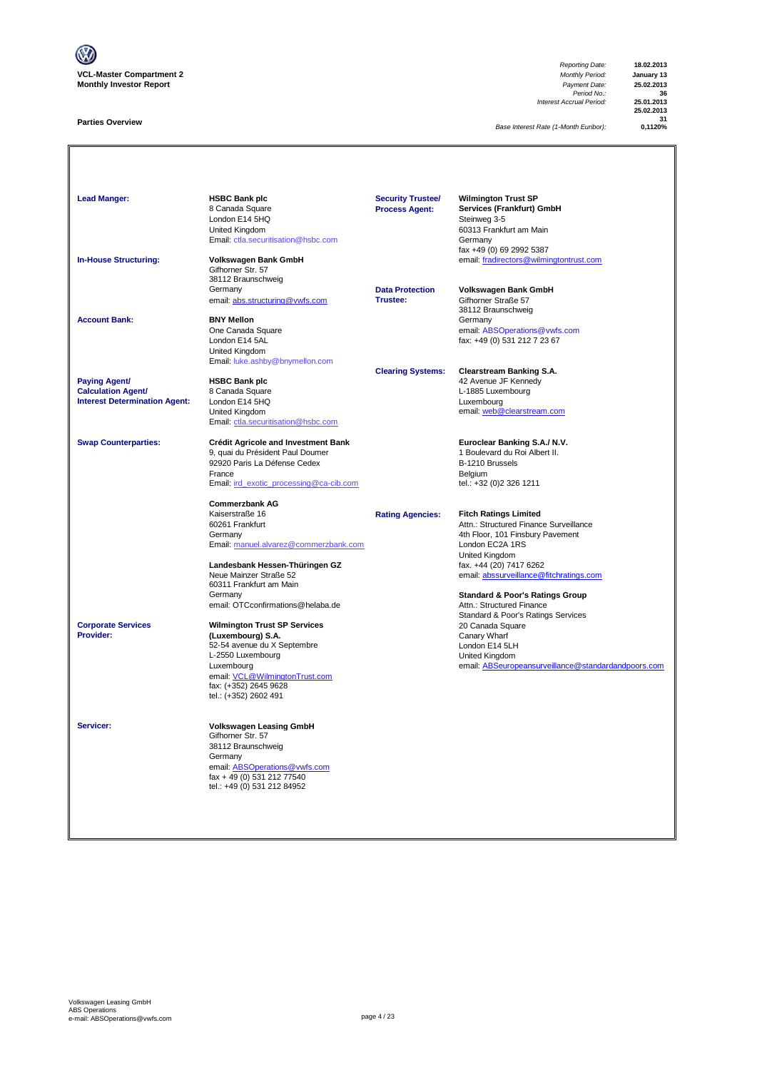**VCL-Master Compartment 2**
**Monthly Investor Report**

| | |
|---|---|
| *Reporting Date:* | **18.02.2013** |
| *Monthly Period:* | **January 13** |
| *Payment Date:* | **25.02.2013** |
| *Period No.:* | **36** |
| *Interest Accrual Period:* | **25.01.2013** |
| | **25.02.2013** |
| | **31** |
| *Base Interest Rate (1-Month Euribor):* | **0,1120%** |

## Parties Overview

**Lead Manger:**
**HSBC Bank plc**
8 Canada Square
London E14 5HQ
United Kingdom
Email: ctla.securitisation@hsbc.com

**In-House Structuring:**
**Volkswagen Bank GmbH**
Gifhorner Str. 57
38112 Braunschweig
Germany
email: abs.structuring@vwfs.com

**Account Bank:**
**BNY Mellon**
One Canada Square
London E14 5AL
United Kingdom
Email: luke.ashby@bnymellon.com

**Paying Agent/ Calculation Agent/ Interest Determination Agent:**
**HSBC Bank plc**
8 Canada Square
London E14 5HQ
United Kingdom
Email: ctla.securitisation@hsbc.com

**Swap Counterparties:**
**Crédit Agricole and Investment Bank**
9, quai du Président Paul Doumer
92920 Paris La Défense Cedex
France
Email: irđ_exotic_processing@ca-cib.com

**Commerzbank AG**
Kaiserstraße 16
60261 Frankfurt
Germany
Email: manuel.alvarez@commerzbank.com

**Landesbank Hessen-Thüringen GZ**
Neue Mainzer Straße 52
60311 Frankfurt am Main
Germany
email: OTCconfirmations@helaba.de

**Corporate Services Provider:**
**Wilmington Trust SP Services (Luxembourg) S.A.**
52-54 avenue du X Septembre
L-2550 Luxembourg
Luxembourg
email: VCL@WilmingtonTrust.com
fax: (+352) 2645 9628
tel.: (+352) 2602 491

**Servicer:**
**Volkswagen Leasing GmbH**
Gifhorner Str. 57
38112 Braunschweig
Germany
email: ABSOperations@vwfs.com
fax + 49 (0) 531 212 77540
tel.: +49 (0) 531 212 84952

**Security Trustee/ Process Agent:**
**Wilmington Trust SP Services (Frankfurt) GmbH**
Steinweg 3-5
60313 Frankfurt am Main
Germany
fax +49 (0) 69 2992 5387
email: fradirectors@wilmingtontrust.com

**Data Protection Trustee:**
**Volkswagen Bank GmbH**
Gifhorner Straße 57
38112 Braunschweig
Germany
email: ABSOperations@vwfs.com
fax: +49 (0) 531 212 7 23 67

**Clearing Systems:**
**Clearstream Banking S.A.**
42 Avenue JF Kennedy
L-1885 Luxembourg
Luxembourg
email: web@clearstream.com

**Euroclear Banking S.A./ N.V.**
1 Boulevard du Roi Albert II.
B-1210 Brussels
Belgium
tel.: +32 (0)2 326 1211

**Rating Agencies:**
**Fitch Ratings Limited**
Attn.: Structured Finance Surveillance
4th Floor, 101 Finsbury Pavement
London EC2A 1RS
United Kingdom
fax. +44 (20) 7417 6262
email: abssurveillance@fitchratings.com

**Standard & Poor's Ratings Group**
Attn.: Structured Finance
Standard & Poor's Ratings Services
20 Canada Square
Canary Wharf
London E14 5LH
United Kingdom
email: ABSeuropeansurveillance@standardandpoors.com

Volkswagen Leasing GmbH
ABS Operations
e-mail: ABSOperations@vwfs.com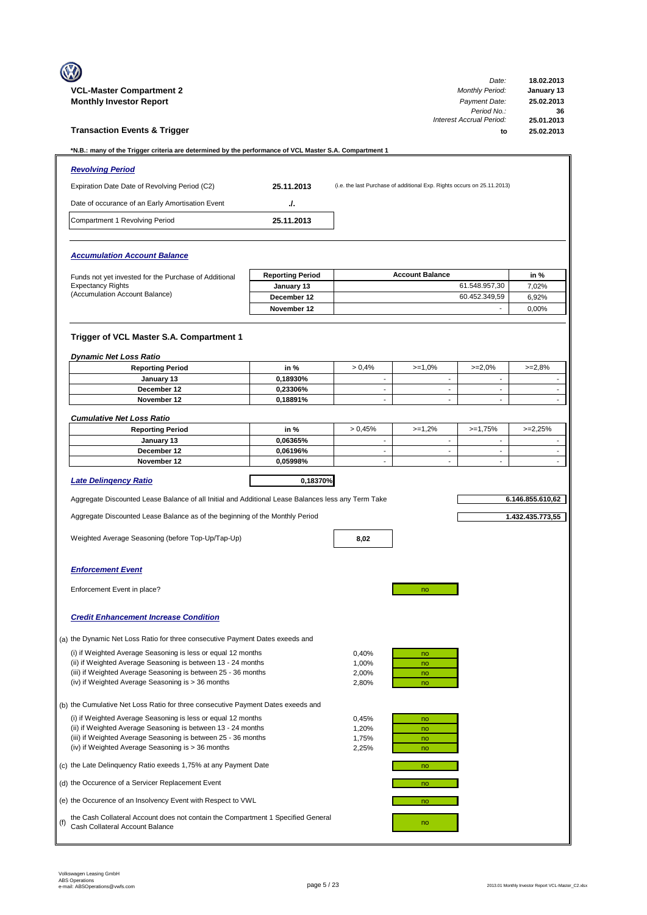**VCL-Master Compartment 2**
**Monthly Investor Report**

| | |
|---|---|
| *Date:* | **18.02.2013** |
| *Monthly Period:* | **January 13** |
| *Payment Date:* | **25.02.2013** |
| *Period No.:* | **36** |
| *Interest Accrual Period:* | **25.01.2013** |
| **to** | **25.02.2013** |

## Transaction Events & Trigger

**\*N.B.: many of the Trigger criteria are determined by the performance of VCL Master S.A. Compartment 1**

### *Revolving Period*

| | | |
|---|---|---|
| Expiration Date Date of Revolving Period (C2) | **25.11.2013** | (i.e. the last Purchase of additional Exp. Rights occurs on 25.11.2013) |
| Date of occurance of an Early Amortisation Event | **./.** | |
| Compartment 1 Revolving Period | **25.11.2013** | |

### *Accumulation Account Balance*

Funds not yet invested for the Purchase of Additional Expectancy Rights (Accumulation Account Balance)

| Reporting Period | Account Balance | in % |
|---|---|---|
| January 13 | 61.548.957,30 | 7,02% |
| December 12 | 60.452.349,59 | 6,92% |
| November 12 | - | 0,00% |

### Trigger of VCL Master S.A. Compartment 1

*Dynamic Net Loss Ratio*

| Reporting Period | in % | > 0,4% | >=1,0% | >=2,0% | >=2,8% |
|---|---|---|---|---|---|
| January 13 | 0,18930% | - | - | - | - |
| December 12 | 0,23306% | - | - | - | - |
| November 12 | 0,18891% | - | - | - | - |

*Cumulative Net Loss Ratio*

| Reporting Period | in % | > 0,45% | >=1,2% | >=1,75% | >=2,25% |
|---|---|---|---|---|---|
| January 13 | 0,06365% | - | - | - | - |
| December 12 | 0,06196% | - | - | - | - |
| November 12 | 0,05998% | - | - | - | - |

***Late Delinqency Ratio*** 0,18370%

Aggregate Discounted Lease Balance of all Initial and Additional Lease Balances less any Term Take: **6.146.855.610,62**

Aggregate Discounted Lease Balance as of the beginning of the Monthly Period: **1.432.435.773,55**

Weighted Average Seasoning (before Top-Up/Tap-Up): **8,02**

### *Enforcement Event*

Enforcement Event in place? no

### *Credit Enhancement Increase Condition*

(a) the Dynamic Net Loss Ratio for three consecutive Payment Dates exeeds and

| | | |
|---|---|---|
| (i) if Weighted Average Seasoning is less or equal 12 months | 0,40% | no |
| (ii) if Weighted Average Seasoning is between 13 - 24 months | 1,00% | no |
| (iii) if Weighted Average Seasoning is between 25 - 36 months | 2,00% | no |
| (iv) if Weighted Average Seasoning is > 36 months | 2,80% | no |

(b) the Cumulative Net Loss Ratio for three consecutive Payment Dates exeeds and

| | | |
|---|---|---|
| (i) if Weighted Average Seasoning is less or equal 12 months | 0,45% | no |
| (ii) if Weighted Average Seasoning is between 13 - 24 months | 1,20% | no |
| (iii) if Weighted Average Seasoning is between 25 - 36 months | 1,75% | no |
| (iv) if Weighted Average Seasoning is > 36 months | 2,25% | no |

(c) the Late Delinquency Ratio exeeds 1,75% at any Payment Date: no

(d) the Occurence of a Servicer Replacement Event: no

(e) the Occurence of an Insolvency Event with Respect to VWL: no

(f) the Cash Collateral Account does not contain the Compartment 1 Specified General Cash Collateral Account Balance: no

Volkswagen Leasing GmbH
ABS Operations
e-mail: ABSOperations@vwfs.com

2013.01 Monthly Investor Report VCL-Master_C2.xlsx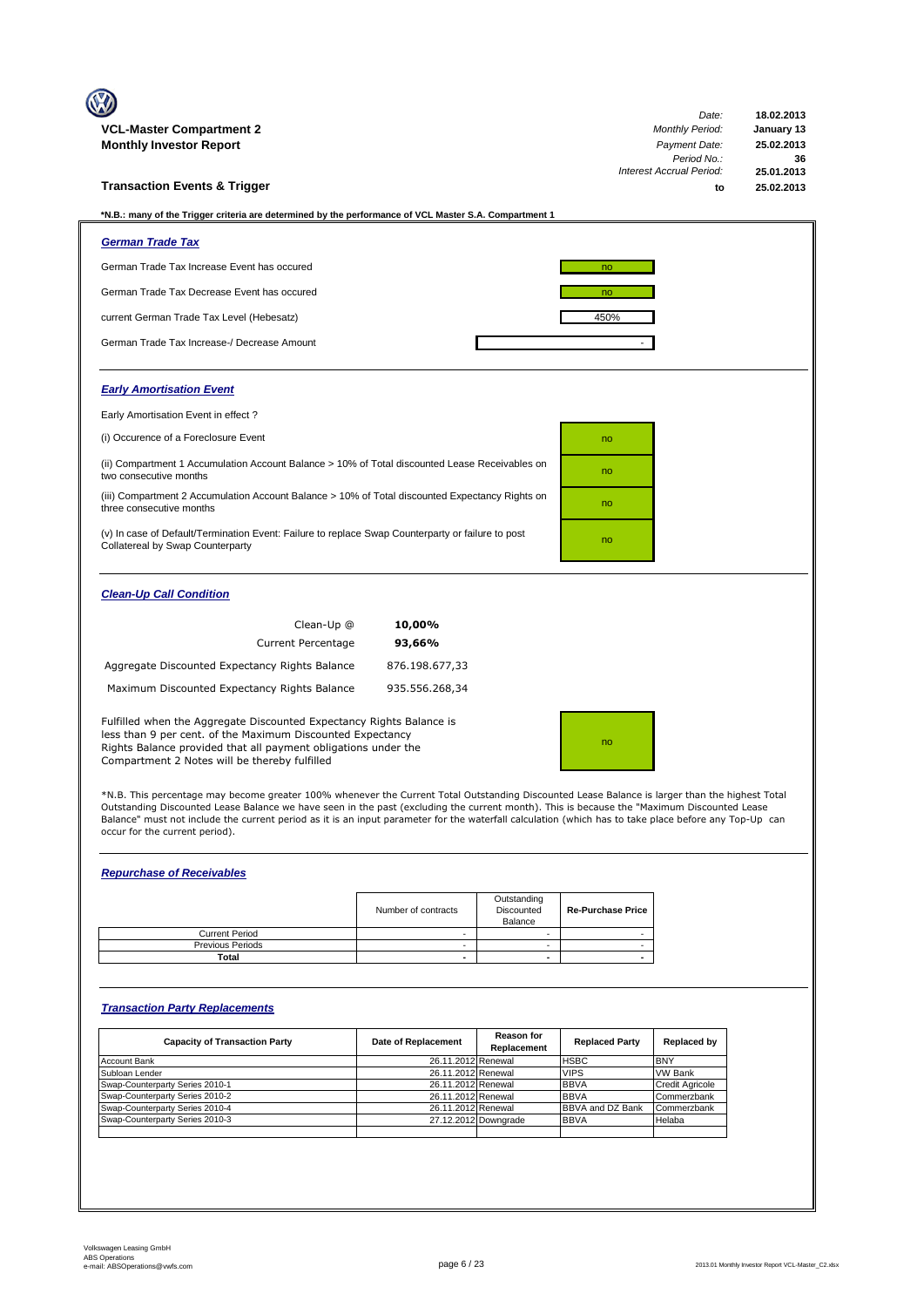**VCL-Master Compartment 2**
**Monthly Investor Report**

| | |
|---|---|
| *Date:* | **18.02.2013** |
| *Monthly Period:* | **January 13** |
| *Payment Date:* | **25.02.2013** |
| *Period No.:* | **36** |
| *Interest Accrual Period:* | **25.01.2013** |
| **to** | **25.02.2013** |

## Transaction Events & Trigger

**\*N.B.: many of the Trigger criteria are determined by the performance of VCL Master S.A. Compartment 1**

### *German Trade Tax*

| | |
|---|---|
| German Trade Tax Increase Event has occured | no |
| German Trade Tax Decrease Event has occured | no |
| current German Trade Tax Level (Hebesatz) | 450% |
| German Trade Tax Increase-/ Decrease Amount | - |

### *Early Amortisation Event*

Early Amortisation Event in effect ?

| | |
|---|---|
| (i) Occurence of a Foreclosure Event | no |
| (ii) Compartment 1 Accumulation Account Balance > 10% of Total discounted Lease Receivables on two consecutive months | no |
| (iii) Compartment 2 Accumulation Account Balance > 10% of Total discounted Expectancy Rights on three consecutive months | no |
| (v) In case of Default/Termination Event: Failure to replace Swap Counterparty or failure to post Collatereal by Swap Counterparty | no |

### *Clean-Up Call Condition*

| | |
|---|---|
| Clean-Up @ | **10,00%** |
| Current Percentage | **93,66%** |
| Aggregate Discounted Expectancy Rights Balance | 876.198.677,33 |
| Maximum Discounted Expectancy Rights Balance | 935.556.268,34 |

Fulfilled when the Aggregate Discounted Expectancy Rights Balance is less than 9 per cent. of the Maximum Discounted Expectancy Rights Balance provided that all payment obligations under the Compartment 2 Notes will be thereby fulfilled: no

\*N.B. This percentage may become greater 100% whenever the Current Total Outstanding Discounted Lease Balance is larger than the highest Total Outstanding Discounted Lease Balance we have seen in the past (excluding the current month). This is because the "Maximum Discounted Lease Balance" must not include the current period as it is an input parameter for the waterfall calculation (which has to take place before any Top-Up can occur for the current period).

### *Repurchase of Receivables*

| | Number of contracts | Outstanding Discounted Balance | Re-Purchase Price |
|---|---|---|---|
| Current Period | - | - | - |
| Previous Periods | - | - | - |
| **Total** | **-** | **-** | **-** |

### *Transaction Party Replacements*

| Capacity of Transaction Party | Date of Replacement | Reason for Replacement | Replaced Party | Replaced by |
|---|---|---|---|---|
| Account Bank | 26.11.2012 | Renewal | HSBC | BNY |
| Subloan Lender | 26.11.2012 | Renewal | VIPS | VW Bank |
| Swap-Counterparty Series 2010-1 | 26.11.2012 | Renewal | BBVA | Credit Agricole |
| Swap-Counterparty Series 2010-2 | 26.11.2012 | Renewal | BBVA | Commerzbank |
| Swap-Counterparty Series 2010-4 | 26.11.2012 | Renewal | BBVA and DZ Bank | Commerzbank |
| Swap-Counterparty Series 2010-3 | 27.12.2012 | Downgrade | BBVA | Helaba |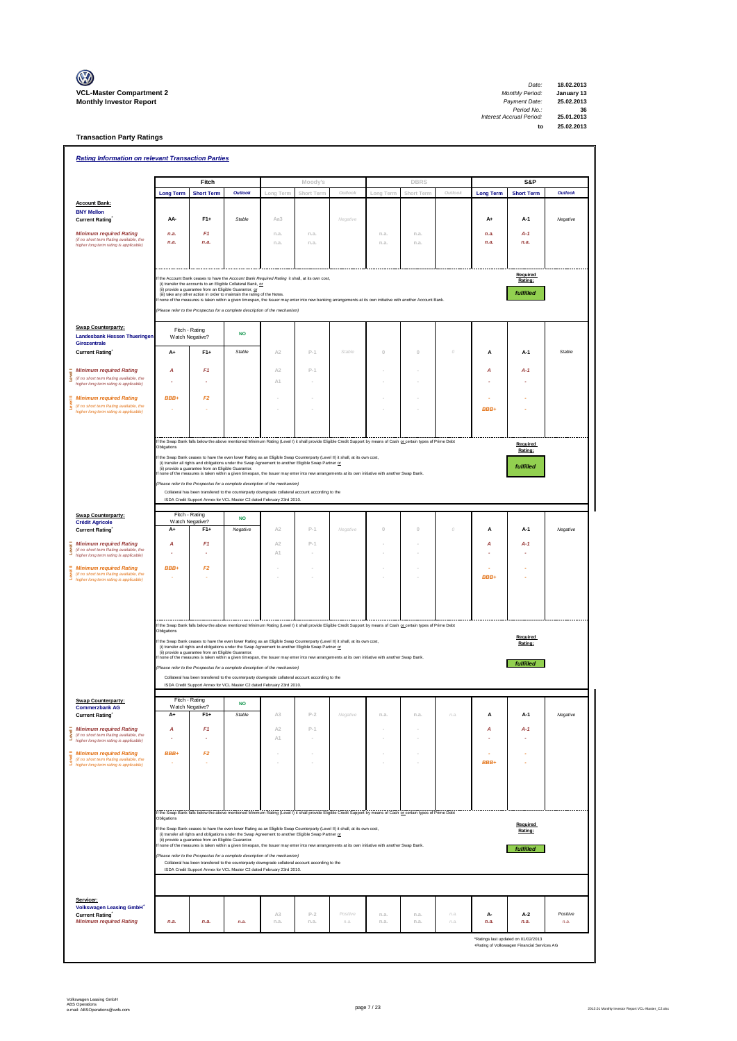**VCL-Master Compartment 2**
**Monthly Investor Report**

| | |
|---|---|
| Date: | 18.02.2013 |
| Monthly Period: | January 13 |
| Payment Date: | 25.02.2013 |
| Period No.: | 36 |
| Interest Accrual Period: | 25.01.2013 |
| to | 25.02.2013 |

## Transaction Party Ratings

### Rating Information on relevant Transaction Parties

| | Fitch | | | Moody's | | | DBRS | | | S&P | | |
|---|---|---|---|---|---|---|---|---|---|---|---|---|
| | Long Term | Short Term | Outlook | Long Term | Short Term | Outlook | Long Term | Short Term | Outlook | Long Term | Short Term | Outlook |
| **Account Bank:** BNY Mellon | | | | | | | | | | | | |
| Current Rating* | AA- | F1+ | Stable | Aa3 | | Negative | | | | A+ | A-1 | Negative |
| Minimum required Rating | n.a. | F1 | | n.a. | n.a. | | n.a. | n.a. | | n.a. | A-1 | |
| (if no short term Rating available, the higher long term rating is applicable) | n.a. | n.a. | | n.a. | n.a. | | n.a. | n.a. | | n.a. | n.a. | |

If the Account Bank ceases to have the Account Bank Required Rating it shall, at its own cost,
(i) transfer the accounts to an Eligible Collateral Bank, or
(ii) provide a guarantee from an Eligible Guarantor, or
(iii) take any other action in order to maintain the rating of the Notes.
If none of the measures is taken within a given timespan, the Issuer may enter into new banking arrangements at its own initiative with another Account Bank.

(Please refer to the Prospectus for a complete description of the mechanism)

Required Rating: **fulfilled**

| | Fitch | | | Moody's | | | DBRS | | | S&P | | |
|---|---|---|---|---|---|---|---|---|---|---|---|---|
| **Swap Counterparty:** Landesbank Hessen Thueringen Girozentrale | Fitch - Rating Watch Negative? | | NO | | | | | | | | | |
| Current Rating* | A+ | F1+ | Stable | A2 | P-1 | Stable | 0 | 0 | 0 | A | A-1 | Stable |
| Level I Minimum required Rating | A | F1 | | A2 | P-1 | | - | - | | A | A-1 | |
| (if no short term Rating available, the higher long term rating is applicable) | - | - | | A1 | - | | - | - | | - | - | |
| Level II Minimum required Rating | BBB+ | F2 | | - | - | | - | - | | - | - | |
| (if no short term Rating available, the higher long term rating is applicable) | - | - | | - | - | | - | - | | BBB+ | - | |

If the Swap Bank falls below the above mentioned Minimum Rating (Level I) it shall provide Eligible Credit Support by means of Cash or certain types of Prime Debt Obligations

If the Swap Bank ceases to have the even lower Rating as an Eligible Swap Counterparty (Level II) it shall, at its own cost,
(i) transfer all rights and obligations under the Swap Agreement to another Eligible Swap Partner or
(ii) provide a guarantee from an Eligible Guarantor.
If none of the measures is taken within a given timespan, the Issuer may enter into new arrangements at its own initiative with another Swap Bank.

(Please refer to the Prospectus for a complete description of the mechanism)

Collateral has been transfered to the counterparty downgrade collateral account according to the ISDA Credit Support Annex for VCL Master C2 dated February 23rd 2010.

Required Rating: **fulfilled**

| | Fitch | | | Moody's | | | DBRS | | | S&P | | |
|---|---|---|---|---|---|---|---|---|---|---|---|---|
| **Swap Counterparty:** Crédit Agricole | Fitch - Rating Watch Negative? | | NO | | | | | | | | | |
| Current Rating* | A+ | F1+ | Negative | A2 | P-1 | Negative | 0 | 0 | 0 | A | A-1 | Negative |
| Level I Minimum required Rating | A | F1 | | A2 | P-1 | | - | - | | A | A-1 | |
| (if no short term Rating available, the higher long term rating is applicable) | - | - | | A1 | - | | - | - | | - | - | |
| Level II Minimum required Rating | BBB+ | F2 | | - | - | | - | - | | - | - | |
| (if no short term Rating available, the higher long term rating is applicable) | - | - | | - | - | | - | - | | BBB+ | - | |

If the Swap Bank falls below the above mentioned Minimum Rating (Level I) it shall provide Eligible Credit Support by means of Cash or certain types of Prime Debt Obligations

If the Swap Bank ceases to have the even lower Rating as an Eligible Swap Counterparty (Level II) it shall, at its own cost,
(i) transfer all rights and obligations under the Swap Agreement to another Eligible Swap Partner or
(ii) provide a guarantee from an Eligible Guarantor.
If none of the measures is taken within a given timespan, the Issuer may enter into new arrangements at its own initiative with another Swap Bank.

(Please refer to the Prospectus for a complete description of the mechanism)

Collateral has been transfered to the counterparty downgrade collateral account according to the ISDA Credit Support Annex for VCL Master C2 dated February 23rd 2010.

Required Rating: **fulfilled**

| | Fitch | | | Moody's | | | DBRS | | | S&P | | |
|---|---|---|---|---|---|---|---|---|---|---|---|---|
| **Swap Counterparty:** Commerzbank AG | Fitch - Rating Watch Negative? | | NO | | | | | | | | | |
| Current Rating* | A+ | F1+ | Stable | A3 | P-2 | Negative | n.a. | n.a. | n.a. | A | A-1 | Negative |
| Level I Minimum required Rating | A | F1 | | A2 | P-1 | | - | - | | A | A-1 | |
| (if no short term Rating available, the higher long term rating is applicable) | - | - | | A1 | - | | - | - | | - | - | |
| Level II Minimum required Rating | BBB+ | F2 | | - | - | | - | - | | - | - | |
| (if no short term Rating available, the higher long term rating is applicable) | - | - | | - | - | | - | - | | BBB+ | - | |

If the Swap Bank falls below the above mentioned Minimum Rating (Level I) it shall provide Eligible Credit Support by means of Cash or certain types of Prime Debt Obligations

If the Swap Bank ceases to have the even lower Rating as an Eligible Swap Counterparty (Level II) it shall, at its own cost,
(i) transfer all rights and obligations under the Swap Agreement to another Eligible Swap Partner or
(ii) provide a guarantee from an Eligible Guarantor.
If none of the measures is taken within a given timespan, the Issuer may enter into new arrangements at its own initiative with another Swap Bank.

(Please refer to the Prospectus for a complete description of the mechanism)

Collateral has been transfered to the counterparty downgrade collateral account according to the ISDA Credit Support Annex for VCL Master C2 dated February 23rd 2010.

Required Rating: **fulfilled**

| | Fitch | | | Moody's | | | DBRS | | | S&P | | |
|---|---|---|---|---|---|---|---|---|---|---|---|---|
| **Servicer:** Volkswagen Leasing GmbH+ | | | | | | | | | | | | |
| Current Rating* | | | | A3 | P-2 | Positive | n.a. | n.a. | n.a. | A- | A-2 | Positive |
| Minimum required Rating | n.a. | n.a. | n.a. | n.a. | n.a. | n.a. | n.a. | n.a. | n.a. | n.a. | n.a. | n.a. |

*Ratings last updated on 01/02/2013
+Rating of Volkswagen Financial Services AG

Volkswagen Leasing GmbH
ABS Operations
e-mail: ABSOperations@vwfs.com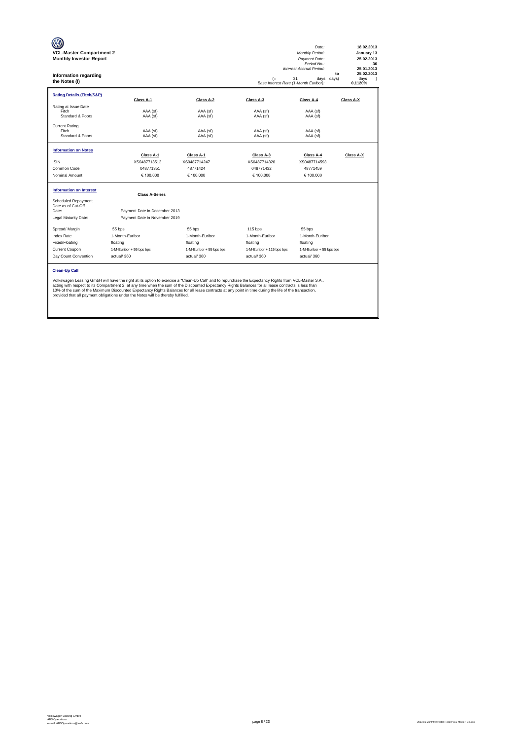**VCL-Master Compartment 2**
**Monthly Investor Report**

| | |
|---|---|
| *Date:* | **18.02.2013** |
| *Monthly Period:* | **January 13** |
| *Payment Date:* | **25.02.2013** |
| *Period No.:* | **36** |
| *Interest Accrual Period:* | **25.01.2013** to **25.02.2013** |
| (= 31 days days) | days ) |
| *Base Interest Rate (1-Month Euribor):* | **0,1120%** |

## Information regarding the Notes (I)

| **Rating Details (Fitch/S&P)** | Class A-1 | Class A-2 | Class A-3 | Class A-4 | Class A-X |
|---|---|---|---|---|---|
| Rating at Issue Date | | | | | |
| Fitch | AAA (sf) | AAA (sf) | AAA (sf) | AAA (sf) | |
| Standard & Poors | AAA (sf) | AAA (sf) | AAA (sf) | AAA (sf) | |
| Current Rating | | | | | |
| Fitch | AAA (sf) | AAA (sf) | AAA (sf) | AAA (sf) | |
| Standard & Poors | AAA (sf) | AAA (sf) | AAA (sf) | AAA (sf) | |

| **Information on Notes** | Class A-1 | Class A-1 | Class A-3 | Class A-4 | Class A-X |
|---|---|---|---|---|---|
| ISIN | XS0487713512 | XS0487714247 | XS0487714320 | XS0487714593 | |
| Common Code | 048771351 | 48771424 | 048771432 | 48771459 | |
| Nominal Amount | € 100.000 | € 100.000 | € 100.000 | € 100.000 | |

| **Information on Interest** | Class A-Series | | | |
|---|---|---|---|---|
| Scheduled Repayment Date as of Cut-Off Date: | Payment Date in December 2013 | | | |
| Legal Maturity Date: | Payment Date in November 2019 | | | |
| Spread/ Margin | 55 bps | 55 bps | 115 bps | 55 bps |
| Index Rate | 1-Month-Euribor | 1-Month-Euribor | 1-Month-Euribor | 1-Month-Euribor |
| Fixed/Floating | floating | floating | floating | floating |
| Current Coupon | 1-M-Euribor + 55 bps bps | 1-M-Euribor + 55 bps bps | 1-M-Euribor + 115 bps bps | 1-M-Euribor + 55 bps bps |
| Day Count Convention | actual/ 360 | actual/ 360 | actual/ 360 | actual/ 360 |

**Clean-Up Call**

Volkswagen Leasing GmbH will have the right at its option to exercise a "Clean-Up Call" and to repurchase the Expectancy Rights from VCL-Master S.A., acting with respect to its Compartment 2, at any time when the sum of the Discounted Expectancy Rights Balances for all lease contracts is less than 10% of the sum of the Maximum Discounted Expectancy Rights Balances for all lease contracts at any point in time during the life of the transaction, provided that all payment obligations under the Notes will be thereby fulfilled.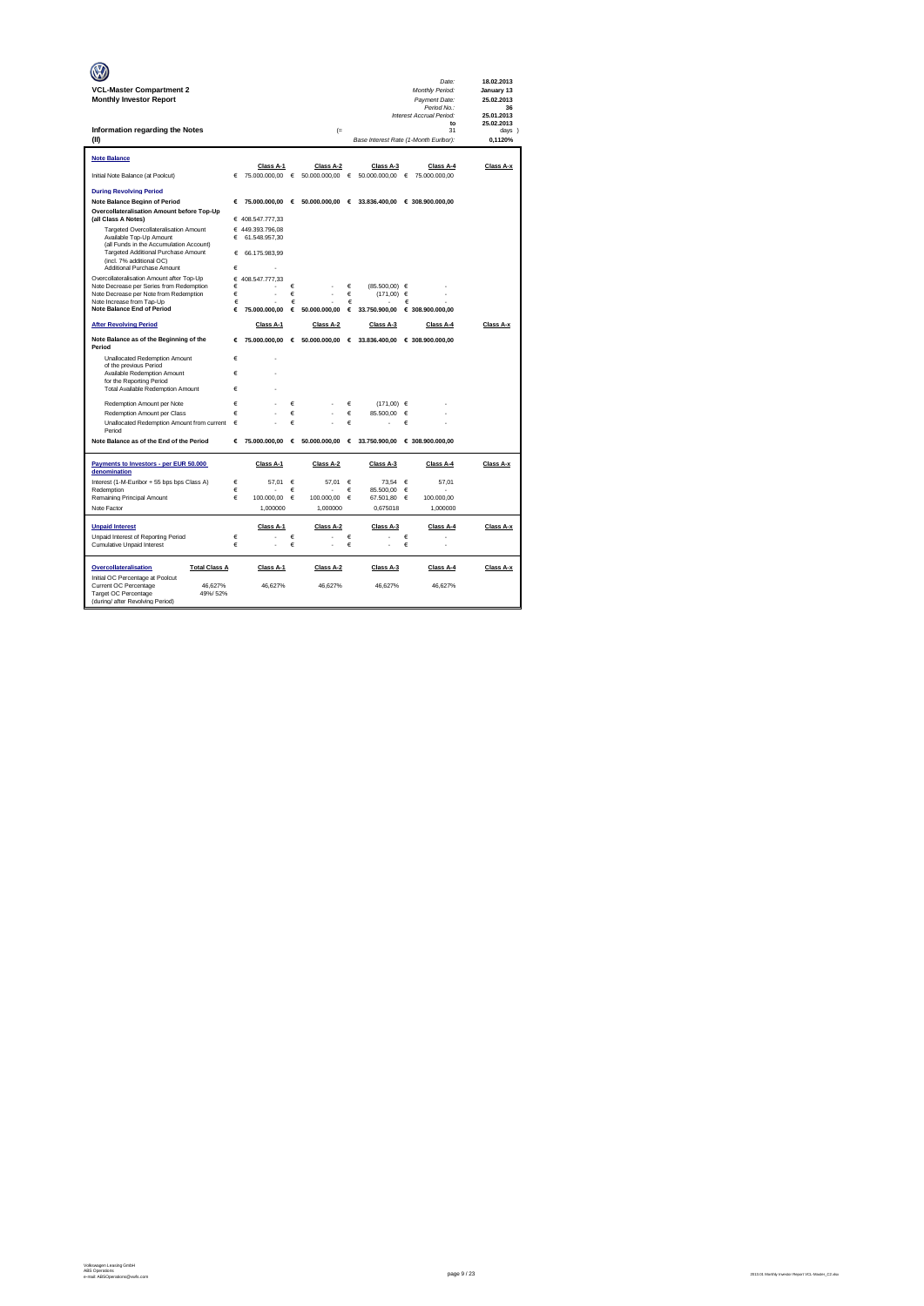**VCL-Master Compartment 2**
**Monthly Investor Report**

| | |
|---|---|
| Date: | 18.02.2013 |
| Monthly Period: | January 13 |
| Payment Date: | 25.02.2013 |
| Period No.: | 36 |
| Interest Accrual Period: | 25.01.2013 |
| to | 25.02.2013 |
| (= 31 | days ) |
| Base Interest Rate (1-Month Euribor): | 0,1120% |

## Information regarding the Notes (II)

| **Note Balance** | Class A-1 | Class A-2 | Class A-3 | Class A-4 | Class A-x |
|---|---|---|---|---|---|
| Initial Note Balance (at Poolcut) | € 75.000.000,00 | € 50.000.000,00 | € 50.000.000,00 | € 75.000.000,00 | |
| **During Revolving Period** | | | | | |
| **Note Balance Beginn of Period** | € 75.000.000,00 | € 50.000.000,00 | € 33.836.400,00 | € 308.900.000,00 | |
| **Overcollateralisation Amount before Top-Up (all Class A Notes)** | € 408.547.777,33 | | | | |
| Targeted Overcollateralisation Amount | € 449.393.796,08 | | | | |
| Available Top-Up Amount (all Funds in the Accumulation Account) | € 61.548.957,30 | | | | |
| Targeted Additional Purchase Amount (incl. 7% additional OC) | € 66.175.983,99 | | | | |
| Additional Purchase Amount | € - | | | | |
| Overcollateralisation Amount after Top-Up | € 408.547.777,33 | | | | |
| Note Decrease per Series from Redemption | € - | € - | € (85.500,00) | € - | |
| Note Decrease per Note from Redemption | € - | € - | € (171,00) | € - | |
| Note Increase from Tap-Up | € - | € - | € - | € - | |
| **Note Balance End of Period** | € 75.000.000,00 | € 50.000.000,00 | € 33.750.900,00 | € 308.900.000,00 | |

| **After Revolving Period** | Class A-1 | Class A-2 | Class A-3 | Class A-4 | Class A-x |
|---|---|---|---|---|---|
| **Note Balance as of the Beginning of the Period** | € 75.000.000,00 | € 50.000.000,00 | € 33.836.400,00 | € 308.900.000,00 | |
| Unallocated Redemption Amount of the previous Period | € - | | | | |
| Available Redemption Amount for the Reporting Period | € - | | | | |
| Total Available Redemption Amount | € - | | | | |
| Redemption Amount per Note | € - | € - | € (171,00) | € - | |
| Redemption Amount per Class | € - | € - | € 85.500,00 | € - | |
| Unallocated Redemption Amount from current Period | € - | € - | € - | € - | |
| **Note Balance as of the End of the Period** | € 75.000.000,00 | € 50.000.000,00 | € 33.750.900,00 | € 308.900.000,00 | |

| **Payments to Investors - per EUR 50.000 denomination** | Class A-1 | Class A-2 | Class A-3 | Class A-4 | Class A-x |
|---|---|---|---|---|---|
| Interest (1-M-Euribor + 55 bps bps Class A) | € 57,01 | € 57,01 | € 73,54 | € 57,01 | |
| Redemption | € - | € - | € 85.500,00 | € - | |
| Remaining Principal Amount | € 100.000,00 | € 100.000,00 | € 67.501,80 | € 100.000,00 | |
| Note Factor | 1,000000 | 1,000000 | 0,675018 | 1,000000 | |

| **Unpaid Interest** | Class A-1 | Class A-2 | Class A-3 | Class A-4 | Class A-x |
|---|---|---|---|---|---|
| Unpaid Interest of Reporting Period | € - | € - | € - | € - | |
| Cumulative Unpaid Interest | € - | € - | € - | € - | |

| **Overcollateralisation** | **Total Class A** | Class A-1 | Class A-2 | Class A-3 | Class A-4 | Class A-x |
|---|---|---|---|---|---|---|
| Initial OC Percentage at Poolcut | | | | | | |
| Current OC Percentage | 46,627% | 46,627% | 46,627% | 46,627% | 46,627% | |
| Target OC Percentage (during/ after Revolving Period) | 49%/ 52% | | | | | |

Volkswagen Leasing GmbH
ABS Operations
e-mail: ABSOperations@vwfs.com

2013.01 Monthly Investor Report VCL-Master_C2.xlsx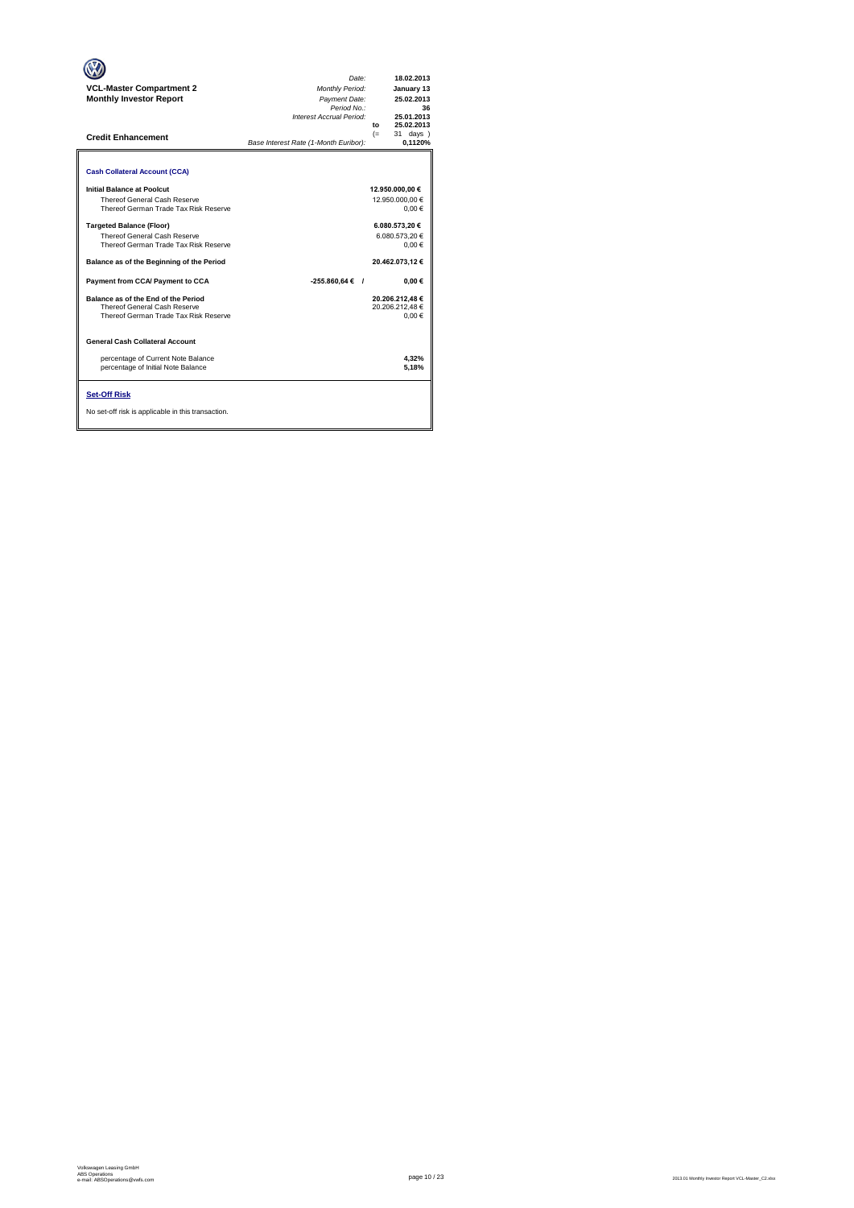**VCL-Master Compartment 2**
**Monthly Investor Report**

| | |
|---|---|
| *Date:* | **18.02.2013** |
| *Monthly Period:* | **January 13** |
| *Payment Date:* | **25.02.2013** |
| *Period No.:* | **36** |
| *Interest Accrual Period:* | **25.01.2013** |
| **to** | **25.02.2013** |
| (= | 31 days ) |
| *Base Interest Rate (1-Month Euribor):* | **0,1120%** |

## Credit Enhancement

### Cash Collateral Account (CCA)

| | | |
|---|---|---|
| **Initial Balance at Poolcut** | | **12.950.000,00 €** |
| Thereof General Cash Reserve | | 12.950.000,00 € |
| Thereof German Trade Tax Risk Reserve | | 0,00 € |
| **Targeted Balance (Floor)** | | **6.080.573,20 €** |
| Thereof General Cash Reserve | | 6.080.573,20 € |
| Thereof German Trade Tax Risk Reserve | | 0,00 € |
| **Balance as of the Beginning of the Period** | | **20.462.073,12 €** |
| **Payment from CCA/ Payment to CCA** | **-255.860,64 € /** | **0,00 €** |
| **Balance as of the End of the Period** | | **20.206.212,48 €** |
| Thereof General Cash Reserve | | 20.206.212,48 € |
| Thereof German Trade Tax Risk Reserve | | 0,00 € |

### General Cash Collateral Account

| | |
|---|---|
| percentage of Current Note Balance | **4,32%** |
| percentage of Initial Note Balance | **5,18%** |

### Set-Off Risk

No set-off risk is applicable in this transaction.

Volkswagen Leasing GmbH
ABS Operations
e-mail: ABSOperations@vwfs.com

2013.01 Monthly Investor Report VCL-Master_C2.xlsx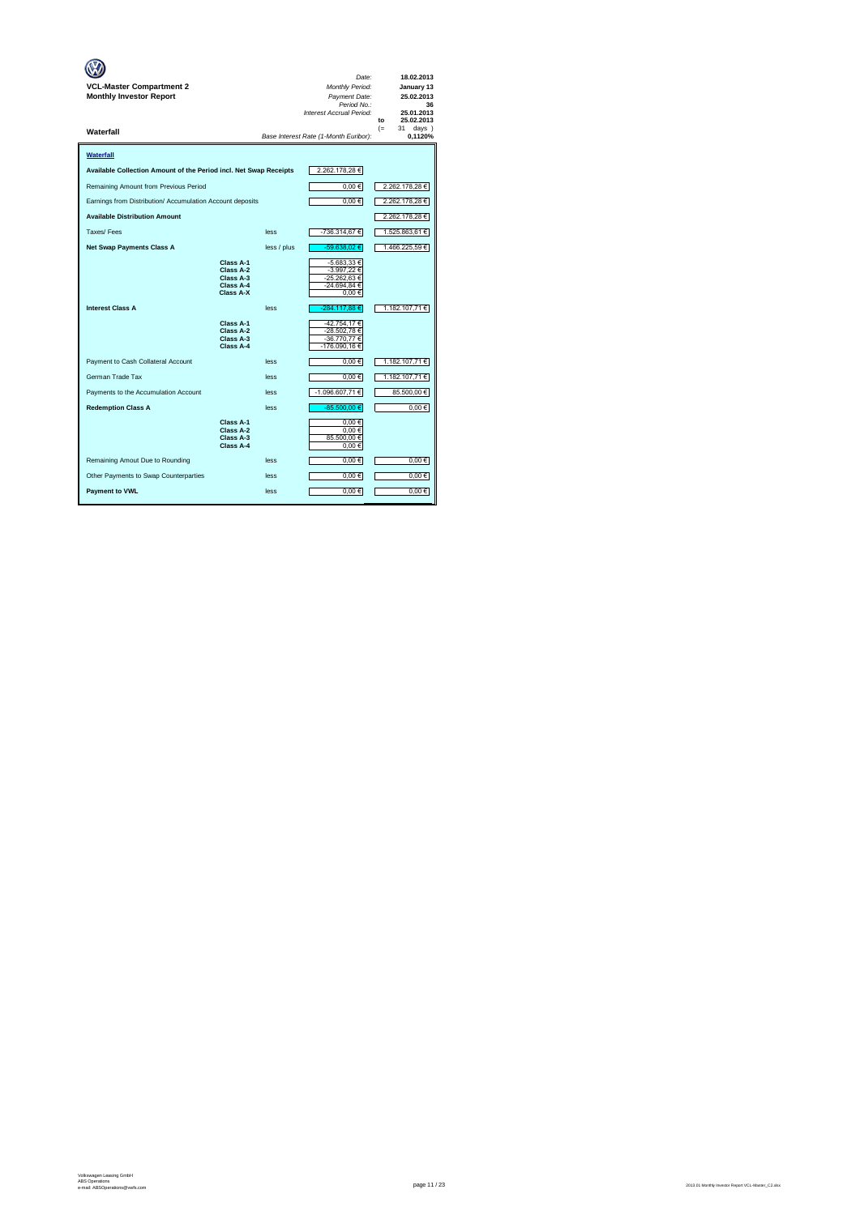**VCL-Master Compartment 2**
**Monthly Investor Report**

| | |
|---|---|
| *Date:* | **18.02.2013** |
| *Monthly Period:* | **January 13** |
| *Payment Date:* | **25.02.2013** |
| *Period No.:* | **36** |
| *Interest Accrual Period:* | **25.01.2013** |
| to | **25.02.2013** |
| (= | 31 days ) |
| *Base Interest Rate (1-Month Euribor):* | **0,1120%** |

**Waterfall**

## Waterfall

| | | | | |
|---|---|---|---|---|
| **Available Collection Amount of the Period incl. Net Swap Receipts** | | | 2.262.178,28 € | |
| Remaining Amount from Previous Period | | | 0,00 € | 2.262.178,28 € |
| Earnings from Distribution/ Accumulation Account deposits | | | 0,00 € | 2.262.178,28 € |
| **Available Distribution Amount** | | | | 2.262.178,28 € |
| Taxes/ Fees | | less | -736.314,67 € | 1.525.863,61 € |
| **Net Swap Payments Class A** | | less / plus | -59.638,02 € | 1.466.225,59 € |
| | **Class A-1** | | -5.683,33 € | |
| | **Class A-2** | | -3.997,22 € | |
| | **Class A-3** | | -25.262,63 € | |
| | **Class A-4** | | -24.694,84 € | |
| | **Class A-X** | | 0,00 € | |
| **Interest Class A** | | less | -284.117,88 € | 1.182.107,71 € |
| | **Class A-1** | | -42.754,17 € | |
| | **Class A-2** | | -28.502,78 € | |
| | **Class A-3** | | -36.770,77 € | |
| | **Class A-4** | | -176.090,16 € | |
| Payment to Cash Collateral Account | | less | 0,00 € | 1.182.107,71 € |
| German Trade Tax | | less | 0,00 € | 1.182.107,71 € |
| Payments to the Accumulation Account | | less | -1.096.607,71 € | 85.500,00 € |
| **Redemption Class A** | | less | -85.500,00 € | 0,00 € |
| | **Class A-1** | | 0,00 € | |
| | **Class A-2** | | 0,00 € | |
| | **Class A-3** | | 85.500,00 € | |
| | **Class A-4** | | 0,00 € | |
| Remaining Amout Due to Rounding | | less | 0,00 € | 0,00 € |
| Other Payments to Swap Counterparties | | less | 0,00 € | 0,00 € |
| **Payment to VWL** | | less | 0,00 € | 0,00 € |

Volkswagen Leasing GmbH
ABS Operations
e-mail: ABSOperations@vwfs.com

2013.01 Monthly Investor Report VCL-Master_C2.xlsx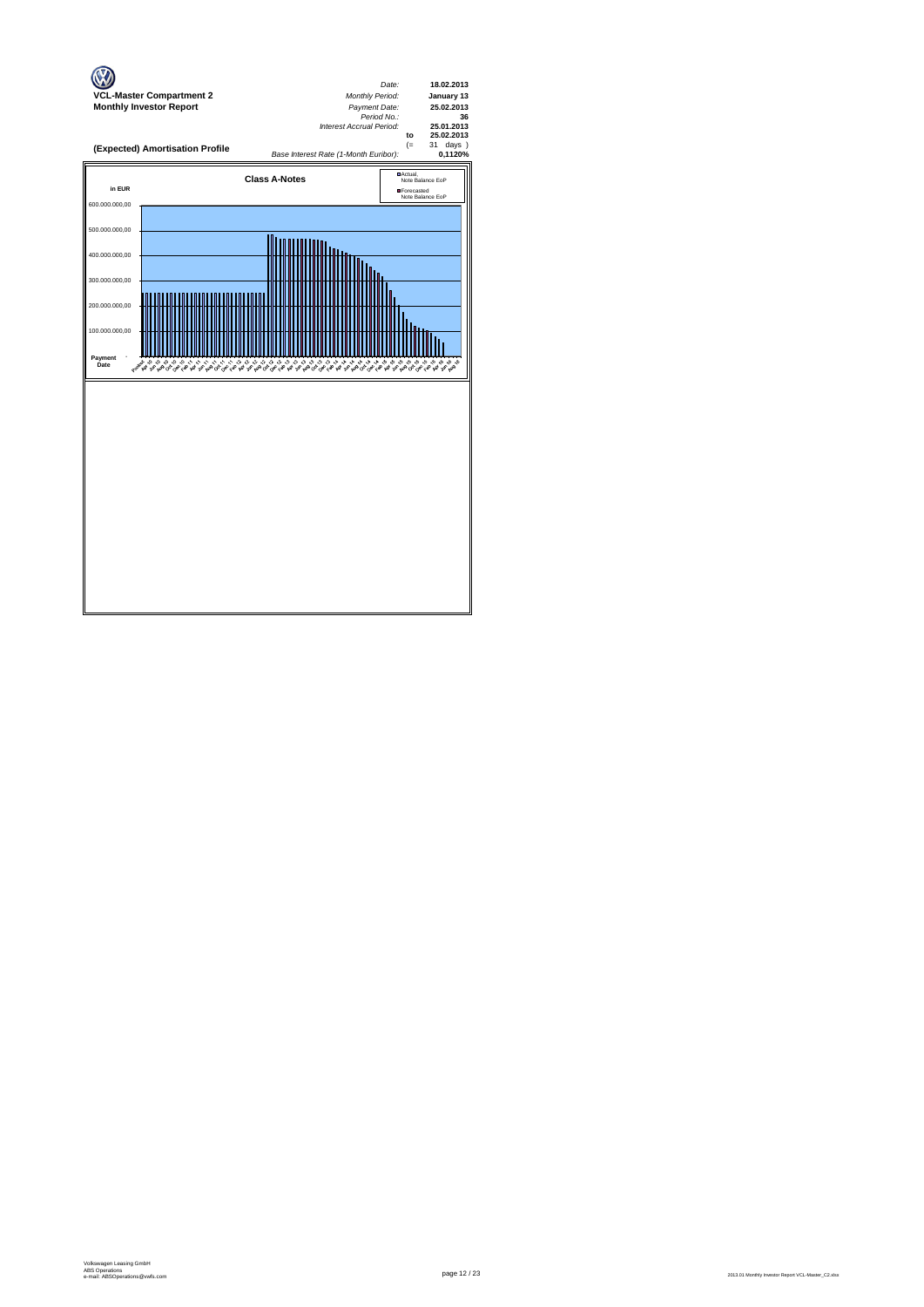**VCL-Master Compartment 2**
**Monthly Investor Report**

| | |
|---|---|
| *Date:* | **18.02.2013** |
| *Monthly Period:* | **January 13** |
| *Payment Date:* | **25.02.2013** |
| *Period No.:* | **36** |
| *Interest Accrual Period:* | **25.01.2013** |
| **to** | **25.02.2013** |
| (= | 31 days ) |
| *Base Interest Rate (1-Month Euribor):* | **0,1120%** |

## (Expected) Amortisation Profile

**Class A-Notes**

in EUR

- Actual, Note Balance EoP
- Forecasted Note Balance EoP

600.000.000,00
500.000.000,00
400.000.000,00
300.000.000,00
200.000.000,00
100.000.000,00

Payment Date

Volkswagen Leasing GmbH
ABS Operations
e-mail: ABSOperations@vwfs.com

2013 01 Monthly Investor Report VCL-Master_C2.xlsx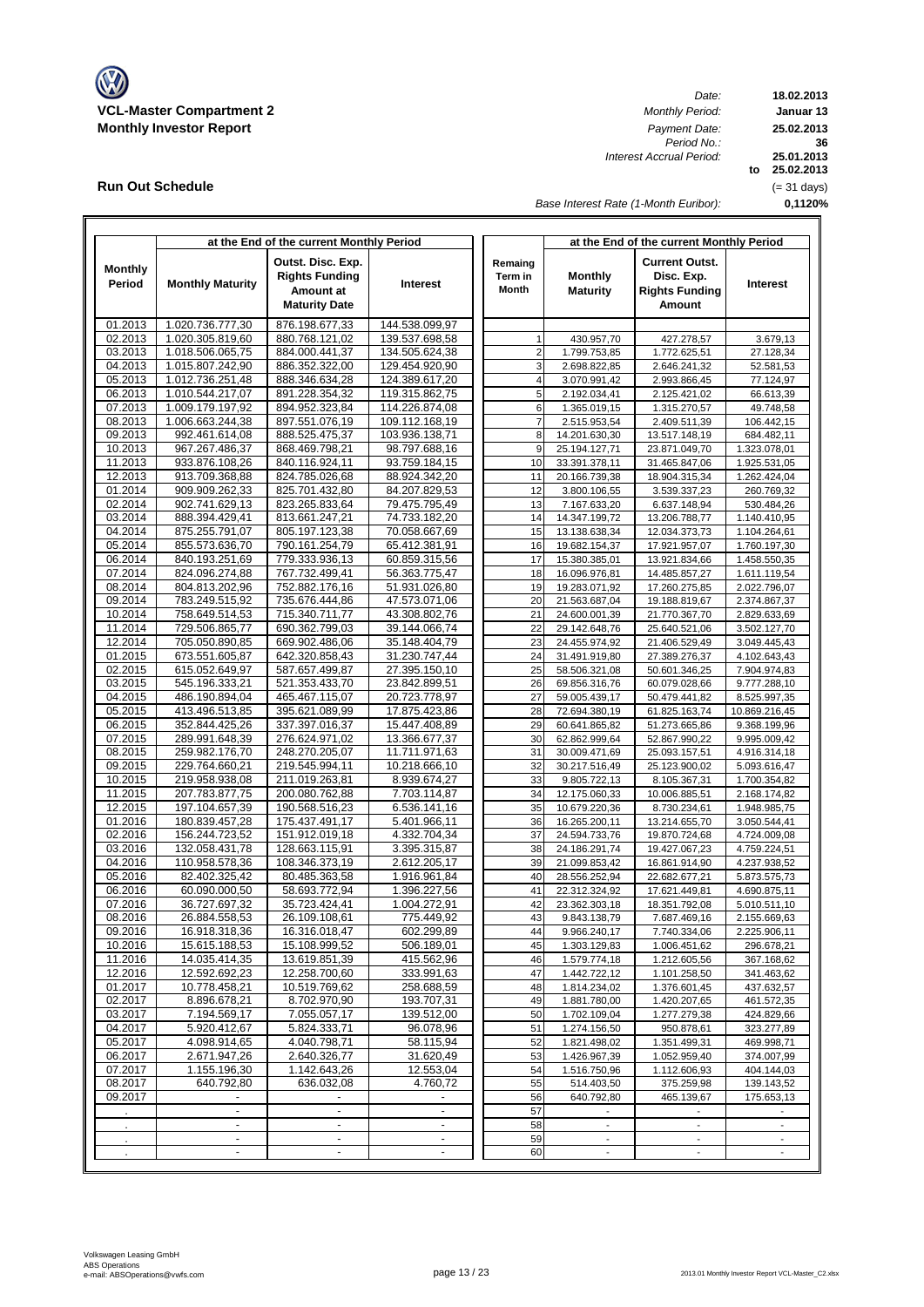**VCL-Master Compartment 2**
**Monthly Investor Report**

| | |
|---|---|
| *Date:* | **18.02.2013** |
| *Monthly Period:* | **Januar 13** |
| *Payment Date:* | **25.02.2013** |
| *Period No.:* | **36** |
| *Interest Accrual Period:* | **25.01.2013** |
| **to** | **25.02.2013** |
| | (= 31 days) |
| *Base Interest Rate (1-Month Euribor):* | **0,1120%** |

## Run Out Schedule

| | at the End of the current Monthly Period | | | | at the End of the current Monthly Period | | |
|---|---|---|---|---|---|---|---|
| **Monthly Period** | **Monthly Maturity** | **Outst. Disc. Exp. Rights Funding Amount at Maturity Date** | **Interest** | **Remaing Term in Month** | **Monthly Maturity** | **Current Outst. Disc. Exp. Rights Funding Amount** | **Interest** |
| 01.2013 | 1.020.736.777,30 | 876.198.677,33 | 144.538.099,97 | | | | |
| 02.2013 | 1.020.305.819,60 | 880.768.121,02 | 139.537.698,58 | 1 | 430.957,70 | 427.278,57 | 3.679,13 |
| 03.2013 | 1.018.506.065,75 | 884.000.441,37 | 134.505.624,38 | 2 | 1.799.753,85 | 1.772.625,51 | 27.128,34 |
| 04.2013 | 1.015.807.242,90 | 886.352.322,00 | 129.454.920,90 | 3 | 2.698.822,85 | 2.646.241,32 | 52.581,53 |
| 05.2013 | 1.012.736.251,48 | 888.346.634,28 | 124.389.617,20 | 4 | 3.070.991,42 | 2.993.866,45 | 77.124,97 |
| 06.2013 | 1.010.544.217,07 | 891.228.354,32 | 119.315.862,75 | 5 | 2.192.034,41 | 2.125.421,02 | 66.613,39 |
| 07.2013 | 1.009.179.197,92 | 894.952.323,84 | 114.226.874,08 | 6 | 1.365.019,15 | 1.315.270,57 | 49.748,58 |
| 08.2013 | 1.006.663.244,38 | 897.551.076,19 | 109.112.168,19 | 7 | 2.515.953,54 | 2.409.511,39 | 106.442,15 |
| 09.2013 | 992.461.614,08 | 888.525.475,37 | 103.936.138,71 | 8 | 14.201.630,30 | 13.517.148,19 | 684.482,11 |
| 10.2013 | 967.267.486,37 | 868.469.798,21 | 98.797.688,16 | 9 | 25.194.127,71 | 23.871.049,70 | 1.323.078,01 |
| 11.2013 | 933.876.108,26 | 840.116.924,11 | 93.759.184,15 | 10 | 33.391.378,11 | 31.465.847,06 | 1.925.531,05 |
| 12.2013 | 913.709.368,88 | 824.785.026,68 | 88.924.342,20 | 11 | 20.166.739,38 | 18.904.315,34 | 1.262.424,04 |
| 01.2014 | 909.909.262,33 | 825.701.432,80 | 84.207.829,53 | 12 | 3.800.106,55 | 3.539.337,23 | 260.769,32 |
| 02.2014 | 902.741.629,13 | 823.265.833,64 | 79.475.795,49 | 13 | 7.167.633,20 | 6.637.148,94 | 530.484,26 |
| 03.2014 | 888.394.429,41 | 813.661.247,21 | 74.733.182,20 | 14 | 14.347.199,72 | 13.206.788,77 | 1.140.410,95 |
| 04.2014 | 875.255.791,07 | 805.197.123,38 | 70.058.667,69 | 15 | 13.138.638,34 | 12.034.373,73 | 1.104.264,61 |
| 05.2014 | 855.573.636,70 | 790.161.254,79 | 65.412.381,91 | 16 | 19.682.154,37 | 17.921.957,07 | 1.760.197,30 |
| 06.2014 | 840.193.251,69 | 779.333.936,13 | 60.859.315,56 | 17 | 15.380.385,01 | 13.921.834,66 | 1.458.550,35 |
| 07.2014 | 824.096.274,88 | 767.732.499,41 | 56.363.775,47 | 18 | 16.096.976,81 | 14.485.857,27 | 1.611.119,54 |
| 08.2014 | 804.813.202,96 | 752.882.176,16 | 51.931.026,80 | 19 | 19.283.071,92 | 17.260.275,85 | 2.022.796,07 |
| 09.2014 | 783.249.515,92 | 735.676.444,86 | 47.573.071,06 | 20 | 21.563.687,04 | 19.188.819,67 | 2.374.867,37 |
| 10.2014 | 758.649.514,53 | 715.340.711,77 | 43.308.802,76 | 21 | 24.600.001,39 | 21.770.367,70 | 2.829.633,69 |
| 11.2014 | 729.506.865,77 | 690.362.799,03 | 39.144.066,74 | 22 | 29.142.648,76 | 25.640.521,06 | 3.502.127,70 |
| 12.2014 | 705.050.890,85 | 669.902.486,06 | 35.148.404,79 | 23 | 24.455.974,92 | 21.406.529,49 | 3.049.445,43 |
| 01.2015 | 673.551.605,87 | 642.320.858,43 | 31.230.747,44 | 24 | 31.491.919,80 | 27.389.276,37 | 4.102.643,43 |
| 02.2015 | 615.052.649,97 | 587.657.499,87 | 27.395.150,10 | 25 | 58.506.321,08 | 50.601.346,25 | 7.904.974,83 |
| 03.2015 | 545.196.333,21 | 521.353.433,70 | 23.842.899,51 | 26 | 69.856.316,76 | 60.079.028,66 | 9.777.288,10 |
| 04.2015 | 486.190.894,04 | 465.467.115,07 | 20.723.778,97 | 27 | 59.005.439,17 | 50.479.441,82 | 8.525.997,35 |
| 05.2015 | 413.496.513,85 | 395.621.089,99 | 17.875.423,86 | 28 | 72.694.380,19 | 61.825.163,74 | 10.869.216,45 |
| 06.2015 | 352.844.425,26 | 337.397.016,37 | 15.447.408,89 | 29 | 60.641.865,82 | 51.273.665,86 | 9.368.199,96 |
| 07.2015 | 289.991.648,39 | 276.624.971,02 | 13.366.677,37 | 30 | 62.862.999,64 | 52.867.990,22 | 9.995.009,42 |
| 08.2015 | 259.982.176,70 | 248.270.205,07 | 11.711.971,63 | 31 | 30.009.471,69 | 25.093.157,51 | 4.916.314,18 |
| 09.2015 | 229.764.660,21 | 219.545.994,11 | 10.218.666,10 | 32 | 30.217.516,49 | 25.123.900,02 | 5.093.616,47 |
| 10.2015 | 219.958.938,08 | 211.019.263,81 | 8.939.674,27 | 33 | 9.805.722,13 | 8.105.367,31 | 1.700.354,82 |
| 11.2015 | 207.783.877,75 | 200.080.762,88 | 7.703.114,87 | 34 | 12.175.060,33 | 10.006.885,51 | 2.168.174,82 |
| 12.2015 | 197.104.657,39 | 190.568.516,23 | 6.536.141,16 | 35 | 10.679.220,36 | 8.730.234,61 | 1.948.985,75 |
| 01.2016 | 180.839.457,28 | 175.437.491,17 | 5.401.966,11 | 36 | 16.265.200,11 | 13.214.655,70 | 3.050.544,41 |
| 02.2016 | 156.244.723,52 | 151.912.019,18 | 4.332.704,34 | 37 | 24.594.733,76 | 19.870.724,68 | 4.724.009,08 |
| 03.2016 | 132.058.431,78 | 128.663.115,91 | 3.395.315,87 | 38 | 24.186.291,74 | 19.427.067,23 | 4.759.224,51 |
| 04.2016 | 110.958.578,36 | 108.346.373,19 | 2.612.205,17 | 39 | 21.099.853,42 | 16.861.914,90 | 4.237.938,52 |
| 05.2016 | 82.402.325,42 | 80.485.363,58 | 1.916.961,84 | 40 | 28.556.252,94 | 22.682.677,21 | 5.873.575,73 |
| 06.2016 | 60.090.000,50 | 58.693.772,94 | 1.396.227,56 | 41 | 22.312.324,92 | 17.621.449,81 | 4.690.875,11 |
| 07.2016 | 36.727.697,32 | 35.723.424,41 | 1.004.272,91 | 42 | 23.362.303,18 | 18.351.792,08 | 5.010.511,10 |
| 08.2016 | 26.884.558,53 | 26.109.108,61 | 775.449,92 | 43 | 9.843.138,79 | 7.687.469,16 | 2.155.669,63 |
| 09.2016 | 16.918.318,36 | 16.316.018,47 | 602.299,89 | 44 | 9.966.240,17 | 7.740.334,06 | 2.225.906,11 |
| 10.2016 | 15.615.188,53 | 15.108.999,52 | 506.189,01 | 45 | 1.303.129,83 | 1.006.451,62 | 296.678,21 |
| 11.2016 | 14.035.414,35 | 13.619.851,39 | 415.562,96 | 46 | 1.579.774,18 | 1.212.605,56 | 367.168,62 |
| 12.2016 | 12.592.692,23 | 12.258.700,60 | 333.991,63 | 47 | 1.442.722,12 | 1.101.258,50 | 341.463,62 |
| 01.2017 | 10.778.458,21 | 10.519.769,62 | 258.688,59 | 48 | 1.814.234,02 | 1.376.601,45 | 437.632,57 |
| 02.2017 | 8.896.678,21 | 8.702.970,90 | 193.707,31 | 49 | 1.881.780,00 | 1.420.207,65 | 461.572,35 |
| 03.2017 | 7.194.569,17 | 7.055.057,17 | 139.512,00 | 50 | 1.702.109,04 | 1.277.279,38 | 424.829,66 |
| 04.2017 | 5.920.412,67 | 5.824.333,71 | 96.078,96 | 51 | 1.274.156,50 | 950.878,61 | 323.277,89 |
| 05.2017 | 4.098.914,65 | 4.040.798,71 | 58.115,94 | 52 | 1.821.498,02 | 1.351.499,31 | 469.998,71 |
| 06.2017 | 2.671.947,26 | 2.640.326,77 | 31.620,49 | 53 | 1.426.967,39 | 1.052.959,40 | 374.007,99 |
| 07.2017 | 1.155.196,30 | 1.142.643,26 | 12.553,04 | 54 | 1.516.750,96 | 1.112.606,93 | 404.144,03 |
| 08.2017 | 640.792,80 | 636.032,08 | 4.760,72 | 55 | 514.403,50 | 375.259,98 | 139.143,52 |
| 09.2017 | - | - | - | 56 | 640.792,80 | 465.139,67 | 175.653,13 |
| . | - | - | - | 57 | - | - | - |
| . | - | - | - | 58 | - | - | - |
| . | - | - | - | 59 | - | - | - |
| . | - | - | - | 60 | - | - | - |

Volkswagen Leasing GmbH
ABS Operations
e-mail: ABSOperations@vwfs.com

2013.01 Monthly Investor Report VCL-Master_C2.xlsx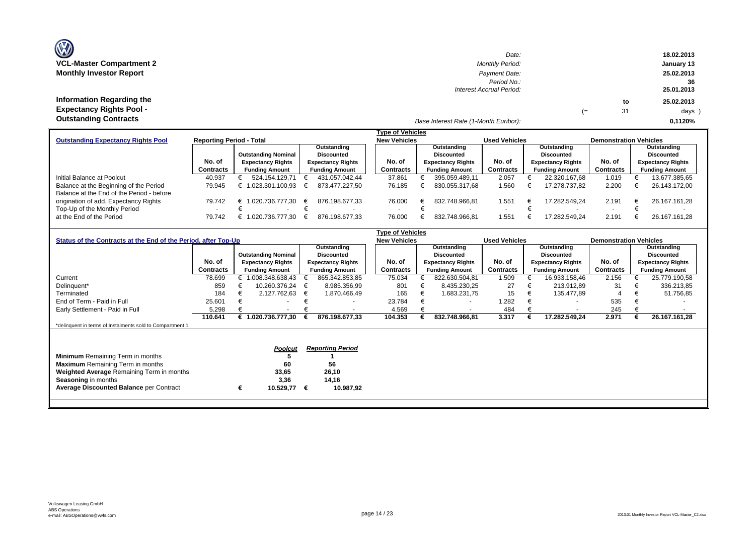**VCL-Master Compartment 2**
**Monthly Investor Report**

| | |
|---|---|
| *Date:* | 18.02.2013 |
| *Monthly Period:* | January 13 |
| *Payment Date:* | 25.02.2013 |
| *Period No.:* | 36 |
| *Interest Accrual Period:* | 25.01.2013 to 25.02.2013 (= 31 days ) |
| *Base Interest Rate (1-Month Euribor):* | 0,1120% |

## Information Regarding the Expectancy Rights Pool - Outstanding Contracts

| Outstanding Expectancy Rights Pool | Reporting Period - Total | | | New Vehicles | | Used Vehicles | | Demonstration Vehicles | |
|---|---|---|---|---|---|---|---|---|---|
| | No. of Contracts | Outstanding Nominal Expectancy Rights Funding Amount | Outstanding Discounted Expectancy Rights Funding Amount | No. of Contracts | Outstanding Discounted Expectancy Rights Funding Amount | No. of Contracts | Outstanding Discounted Expectancy Rights Funding Amount | No. of Contracts | Outstanding Discounted Expectancy Rights Funding Amount |
| Initial Balance at Poolcut | 40.937 | € 524.154.129,71 | € 431.057.042,44 | 37.861 | € 395.059.489,11 | 2.057 | € 22.320.167,68 | 1.019 | € 13.677.385,65 |
| Balance at the Beginning of the Period | 79.945 | € 1.023.301.100,93 | € 873.477.227,50 | 76.185 | € 830.055.317,68 | 1.560 | € 17.278.737,82 | 2.200 | € 26.143.172,00 |
| Balance at the End of the Period - before origination of add. Expectancy Rights | 79.742 | € 1.020.736.777,30 | € 876.198.677,33 | 76.000 | € 832.748.966,81 | 1.551 | € 17.282.549,24 | 2.191 | € 26.167.161,28 |
| Top-Up of the Monthly Period | - | € - | € - | - | € - | - | € - | - | € - |
| at the End of the Period | 79.742 | € 1.020.736.777,30 | € 876.198.677,33 | 76.000 | € 832.748.966,81 | 1.551 | € 17.282.549,24 | 2.191 | € 26.167.161,28 |

| Status of the Contracts at the End of the Period, after Top-Up | Reporting Period - Total | | | New Vehicles | | Used Vehicles | | Demonstration Vehicles | |
|---|---|---|---|---|---|---|---|---|---|
| | No. of Contracts | Outstanding Nominal Expectancy Rights Funding Amount | Outstanding Discounted Expectancy Rights Funding Amount | No. of Contracts | Outstanding Discounted Expectancy Rights Funding Amount | No. of Contracts | Outstanding Discounted Expectancy Rights Funding Amount | No. of Contracts | Outstanding Discounted Expectancy Rights Funding Amount |
| Current | 78.699 | € 1.008.348.638,43 | € 865.342.853,85 | 75.034 | € 822.630.504,81 | 1.509 | € 16.933.158,46 | 2.156 | € 25.779.190,58 |
| Delinquent* | 859 | € 10.260.376,24 | € 8.985.356,99 | 801 | € 8.435.230,25 | 27 | € 213.912,89 | 31 | € 336.213,85 |
| Terminated | 184 | € 2.127.762,63 | € 1.870.466,49 | 165 | € 1.683.231,75 | 15 | € 135.477,89 | 4 | € 51.756,85 |
| End of Term - Paid in Full | 25.601 | € - | € - | 23.784 | € - | 1.282 | € - | 535 | € - |
| Early Settlement - Paid in Full | 5.298 | € - | € - | 4.569 | € - | 484 | € - | 245 | € - |
| | **110.641** | **€ 1.020.736.777,30** | **€ 876.198.677,33** | **104.353** | **€ 832.748.966,81** | **3.317** | **€ 17.282.549,24** | **2.971** | **€ 26.167.161,28** |

*delinquent in terms of Instalments sold to Compartment 1

| | *Poolcut* | *Reporting Period* |
|---|---|---|
| **Minimum** Remaining Term in months | 5 | 1 |
| **Maximum** Remaining Term in months | 60 | 56 |
| **Weighted Average** Remaining Term in months | 33,65 | 26,10 |
| **Seasoning** in months | 3,36 | 14,16 |
| **Average Discounted Balance** per Contract | € 10.529,77 | € 10.987,92 |

Volkswagen Leasing GmbH
ABS Operations
e-mail: ABSOperations@vwfs.com

2013.01 Monthly Investor Report VCL-Master_C2.xlsx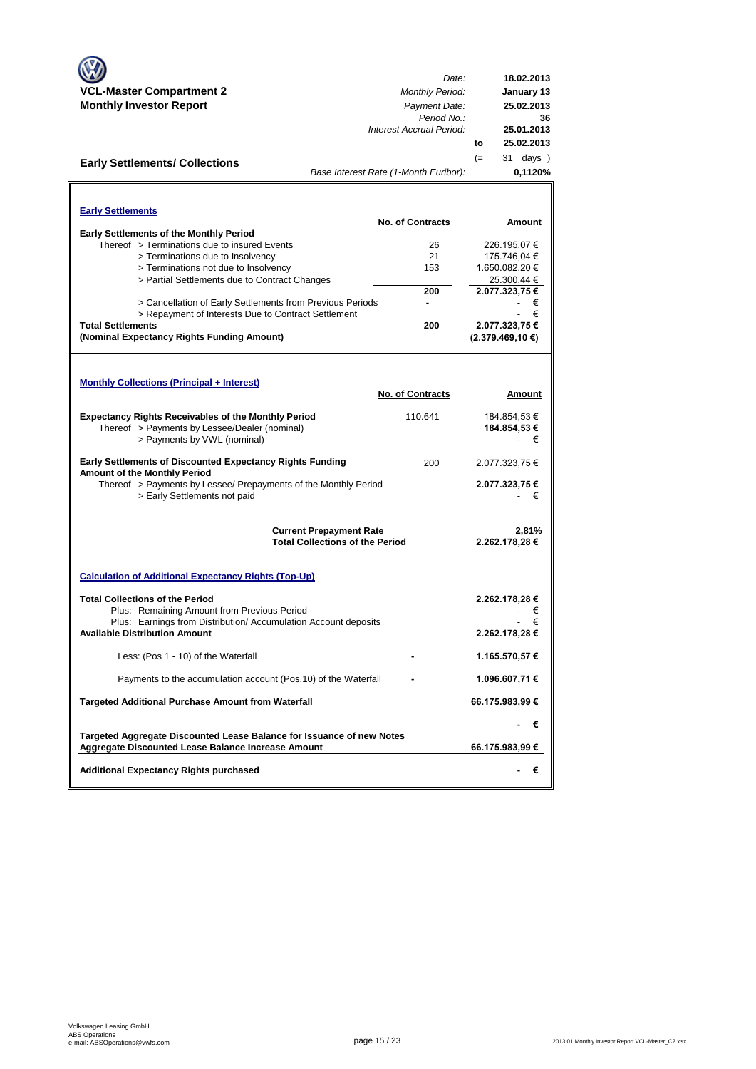**VCL-Master Compartment 2**
**Monthly Investor Report**

| | |
|---|---|
| *Date:* | **18.02.2013** |
| *Monthly Period:* | **January 13** |
| *Payment Date:* | **25.02.2013** |
| *Period No.:* | **36** |
| *Interest Accrual Period:* | **25.01.2013** |
| **to** | **25.02.2013** |
| (= | 31 days ) |
| *Base Interest Rate (1-Month Euribor):* | **0,1120%** |

## Early Settlements/ Collections

### Early Settlements

| | No. of Contracts | Amount |
|---|---|---|
| **Early Settlements of the Monthly Period** | | |
| Thereof > Terminations due to insured Events | 26 | 226.195,07 € |
| > Terminations due to Insolvency | 21 | 175.746,04 € |
| > Terminations not due to Insolvency | 153 | 1.650.082,20 € |
| > Partial Settlements due to Contract Changes | | 25.300,44 € |
| | **200** | **2.077.323,75 €** |
| > Cancellation of Early Settlements from Previous Periods | - | - € |
| > Repayment of Interests Due to Contract Settlement | | - € |
| **Total Settlements** | **200** | **2.077.323,75 €** |
| **(Nominal Expectancy Rights Funding Amount)** | | **(2.379.469,10 €)** |

### Monthly Collections (Principal + Interest)

| | No. of Contracts | Amount |
|---|---|---|
| **Expectancy Rights Receivables of the Monthly Period** | 110.641 | 184.854,53 € |
| Thereof > Payments by Lessee/Dealer (nominal) | | **184.854,53 €** |
| > Payments by VWL (nominal) | | - € |
| **Early Settlements of Discounted Expectancy Rights Funding Amount of the Monthly Period** | 200 | 2.077.323,75 € |
| Thereof > Payments by Lessee/ Prepayments of the Monthly Period | | **2.077.323,75 €** |
| > Early Settlements not paid | | - € |
| **Current Prepayment Rate** | | **2,81%** |
| **Total Collections of the Period** | | **2.262.178,28 €** |

### Calculation of Additional Expectancy Rights (Top-Up)

| | | |
|---|---|---|
| **Total Collections of the Period** | | **2.262.178,28 €** |
| Plus: Remaining Amount from Previous Period | | - € |
| Plus: Earnings from Distribution/ Accumulation Account deposits | | - € |
| **Available Distribution Amount** | | **2.262.178,28 €** |
| Less: (Pos 1 - 10) of the Waterfall | - | **1.165.570,57 €** |
| Payments to the accumulation account (Pos.10) of the Waterfall | - | **1.096.607,71 €** |
| **Targeted Additional Purchase Amount from Waterfall** | | **66.175.983,99 €** |
| **Targeted Aggregate Discounted Lease Balance for Issuance of new Notes** | | **- €** |
| **Aggregate Discounted Lease Balance Increase Amount** | | **66.175.983,99 €** |
| **Additional Expectancy Rights purchased** | | **- €** |

Volkswagen Leasing GmbH
ABS Operations
e-mail: ABSOperations@vwfs.com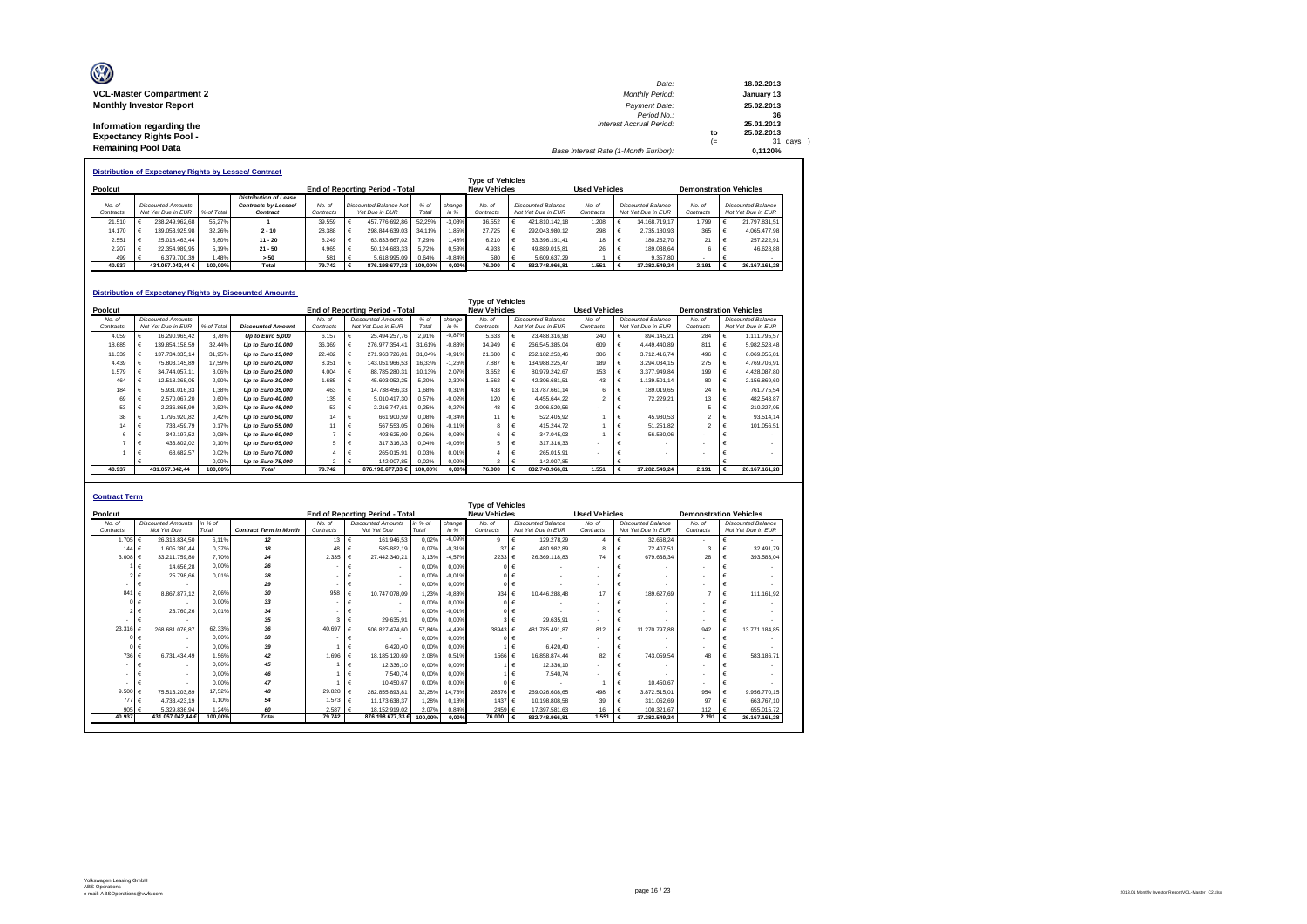**VCL-Master Compartment 2**
**Monthly Investor Report**

**Information regarding the Expectancy Rights Pool - Remaining Pool Data**

| | | |
|---|---|---|
| Date: | | 18.02.2013 |
| Monthly Period: | | January 13 |
| Payment Date: | | 25.02.2013 |
| Period No.: | | 36 |
| Interest Accrual Period: | | 25.01.2013 |
| | to | 25.02.2013 |
| | (= | 31 days ) |
| Base Interest Rate (1-Month Euribor): | | 0,1120% |

## Distribution of Expectancy Rights by Lessee/ Contract

| Poolcut | | | | End of Reporting Period - Total | | | | Type of Vehicles New Vehicles | | Used Vehicles | | Demonstration Vehicles | |
|---|---|---|---|---|---|---|---|---|---|---|---|---|---|
| No. of Contracts | Discounted Amounts Not Yet Due in EUR | % of Total | Distribution of Lease Contracts by Lessee/ Contract | No. of Contracts | Discounted Balance Not Yet Due in EUR | % of Total | change in % | No. of Contracts | Discounted Balance Not Yet Due in EUR | No. of Contracts | Discounted Balance Not Yet Due in EUR | No. of Contracts | Discounted Balance Not Yet Due in EUR |
| 21.510 | € 238.249.962,68 | 55,27% | 1 | 39.559 | € 457.776.692,86 | 52,25% | -3,03% | 36.552 | € 421.810.142,18 | 1.208 | € 14.168.719,17 | 1.799 | € 21.797.831,51 |
| 14.170 | € 139.053.925,98 | 32,26% | 2 - 10 | 28.388 | € 298.844.639,03 | 34,11% | 1,85% | 27.725 | € 292.043.980,12 | 298 | € 2.735.180,93 | 365 | € 4.065.477,98 |
| 2.551 | € 25.018.463,44 | 5,80% | 11 - 20 | 6.249 | € 63.833.667,02 | 7,29% | 1,48% | 6.210 | € 63.396.191,41 | 18 | € 180.252,70 | 21 | € 257.222,91 |
| 2.207 | € 22.354.989,95 | 5,19% | 21 - 50 | 4.965 | € 50.124.683,33 | 5,72% | 0,53% | 4.933 | € 49.889.015,81 | 26 | € 189.038,64 | 6 | € 46.628,88 |
| 499 | € 6.379.700,39 | 1,48% | > 50 | 581 | € 5.618.995,09 | 0,64% | -0,84% | 580 | € 5.609.637,29 | 1 | € 9.357,80 | - | € - |
| 40.937 | 431.057.042,44 € | 100,00% | Total | 79.742 | € 876.198.677,33 | 100,00% | 0,00% | 76.000 | € 832.748.966,81 | 1.551 | € 17.282.549,24 | 2.191 | € 26.167.161,28 |

## Distribution of Expectancy Rights by Discounted Amounts

| Poolcut | | | | End of Reporting Period - Total | | | | Type of Vehicles New Vehicles | | Used Vehicles | | Demonstration Vehicles | |
|---|---|---|---|---|---|---|---|---|---|---|---|---|---|
| No. of Contracts | Discounted Amounts Not Yet Due in EUR | % of Total | Discounted Amount | No. of Contracts | Discounted Amounts Not Yet Due in EUR | % of Total | change in % | No. of Contracts | Discounted Balance Not Yet Due in EUR | No. of Contracts | Discounted Balance Not Yet Due in EUR | No. of Contracts | Discounted Balance Not Yet Due in EUR |
| 4.059 | € 16.290.965,42 | 3,78% | Up to Euro 5,000 | 6.157 | € 25.494.257,76 | 2,91% | -0,87% | 5.633 | € 23.488.316,98 | 240 | € 894.145,21 | 284 | € 1.111.795,57 |
| 18.685 | € 139.854.158,59 | 32,44% | Up to Euro 10,000 | 36.369 | € 276.977.354,41 | 31,61% | -0,83% | 34.949 | € 266.545.385,04 | 609 | € 4.449.440,89 | 811 | € 5.982.528,48 |
| 11.339 | € 137.734.335,14 | 31,95% | Up to Euro 15,000 | 22.482 | € 271.963.726,01 | 31,04% | -0,91% | 21.680 | € 262.182.253,46 | 306 | € 3.712.416,74 | 496 | € 6.069.055,81 |
| 4.439 | € 75.803.145,89 | 17,59% | Up to Euro 20,000 | 8.351 | € 143.051.966,53 | 16,33% | -1,26% | 7.887 | € 134.988.225,47 | 189 | € 3.294.034,15 | 275 | € 4.769.706,91 |
| 1.579 | € 34.744.057,11 | 8,06% | Up to Euro 25,000 | 4.004 | € 88.785.280,31 | 10,13% | 2,07% | 3.652 | € 80.979.242,67 | 153 | € 3.377.949,84 | 199 | € 4.428.087,80 |
| 464 | € 12.518.368,05 | 2,90% | Up to Euro 30,000 | 1.685 | € 45.603.052,25 | 5,20% | 2,30% | 1.562 | € 42.306.681,51 | 43 | € 1.139.501,14 | 80 | € 2.156.869,60 |
| 184 | € 5.931.016,33 | 1,38% | Up to Euro 35,000 | 463 | € 14.738.456,33 | 1,68% | 0,31% | 433 | € 13.787.661,14 | 6 | € 189.019,65 | 24 | € 761.775,54 |
| 69 | € 2.570.067,20 | 0,60% | Up to Euro 40,000 | 135 | € 5.010.417,30 | 0,57% | -0,02% | 120 | € 4.455.644,22 | 2 | € 72.229,21 | 13 | € 482.543,87 |
| 53 | € 2.236.865,99 | 0,52% | Up to Euro 45,000 | 53 | € 2.216.747,61 | 0,25% | -0,27% | 48 | € 2.006.520,56 | - | € - | 5 | € 210.227,05 |
| 38 | € 1.795.920,82 | 0,42% | Up to Euro 50,000 | 14 | € 661.900,59 | 0,08% | -0,34% | 11 | € 522.405,92 | 1 | € 45.980,53 | 2 | € 93.514,14 |
| 14 | € 733.459,79 | 0,17% | Up to Euro 55,000 | 11 | € 567.553,05 | 0,06% | -0,11% | 8 | € 415.244,72 | 1 | € 51.251,82 | 2 | € 101.056,51 |
| 6 | € 342.197,52 | 0,08% | Up to Euro 60,000 | 7 | € 403.625,09 | 0,05% | -0,03% | 6 | € 347.045,03 | 1 | € 56.580,06 | - | € - |
| 7 | € 433.802,02 | 0,10% | Up to Euro 65,000 | 5 | € 317.316,33 | 0,04% | -0,06% | 5 | € 317.316,33 | - | € - | - | € - |
| 1 | € 68.682,57 | 0,02% | Up to Euro 70,000 | 4 | € 265.015,91 | 0,03% | 0,01% | 4 | € 265.015,91 | - | € - | - | € - |
| - | € - | 0,00% | Up to Euro 75,000 | 2 | € 142.007,85 | 0,02% | 0,02% | 2 | € 142.007,85 | - | € - | - | € - |
| 40.937 | 431.057.042,44 | 100,00% | Total | 79.742 | 876.198.677,33 € | 100,00% | 0,00% | 76.000 | € 832.748.966,81 | 1.551 | € 17.282.549,24 | 2.191 | € 26.167.161,28 |

## Contract Term

| Poolcut | | | | End of Reporting Period - Total | | | | Type of Vehicles New Vehicles | | Used Vehicles | | Demonstration Vehicles | |
|---|---|---|---|---|---|---|---|---|---|---|---|---|---|
| No. of Contracts | Discounted Amounts Not Yet Due | in % of Total | Contract Term in Month | No. of Contracts | Discounted Amounts Not Yet Due | in % of Total | change in % | No. of Contracts | Discounted Balance Not Yet Due in EUR | No. of Contracts | Discounted Balance Not Yet Due in EUR | No. of Contracts | Discounted Balance Not Yet Due in EUR |
| 1.705 | € 26.318.834,50 | 6,11% | 12 | 13 | € 161.946,53 | 0,02% | -6,09% | 9 | € 129.278,29 | 4 | € 32.668,24 | - | € - |
| 144 | € 1.605.380,44 | 0,37% | 18 | 48 | € 585.882,19 | 0,07% | -0,31% | 37 | € 480.982,89 | 8 | € 72.407,51 | 3 | € 32.491,79 |
| 3.008 | € 33.211.759,80 | 7,70% | 24 | 2.335 | € 27.442.340,21 | 3,13% | -4,57% | 2233 | € 26.369.118,83 | 74 | € 679.638,34 | 28 | € 393.583,04 |
| 1 | € 14.656,28 | 0,00% | 26 | - | € - | 0,00% | 0,00% | 0 | € - | - | € - | - | € - |
| 2 | € 25.798,66 | 0,01% | 28 | - | € - | 0,00% | -0,01% | 0 | € - | - | € - | - | € - |
| - | € - | | 29 | - | € - | 0,00% | 0,00% | 0 | € - | - | € - | - | € - |
| 841 | € 8.867.877,12 | 2,06% | 30 | 958 | € 10.747.078,09 | 1,23% | -0,83% | 934 | € 10.446.288,48 | 17 | € 189.627,69 | 7 | € 111.161,92 |
| 0 | € - | 0,00% | 33 | - | € - | 0,00% | 0,00% | 0 | € - | - | € - | - | € - |
| 2 | € 23.760,26 | 0,01% | 34 | - | € - | 0,00% | -0,01% | 0 | € - | - | € - | - | € - |
| - | € - | | 35 | 3 | € 29.635,91 | 0,00% | 0,00% | 3 | € 29.635,91 | - | € - | - | € - |
| 23.316 | € 268.681.076,87 | 62,33% | 36 | 40.697 | € 506.827.474,60 | 57,84% | -4,49% | 38943 | € 481.785.491,87 | 812 | € 11.270.797,88 | 942 | € 13.771.184,85 |
| 0 | € - | 0,00% | 38 | - | € - | 0,00% | 0,00% | 0 | € - | - | € - | - | € - |
| 0 | € - | 0,00% | 39 | 1 | € 6.420,40 | 0,00% | 0,00% | 1 | € 6.420,40 | - | € - | - | € - |
| 736 | € 6.731.434,49 | 1,56% | 42 | 1.696 | € 18.185.120,69 | 2,08% | 0,51% | 1566 | € 16.858.874,44 | 82 | € 743.059,54 | 48 | € 583.186,71 |
| - | € - | 0,00% | 45 | 1 | € 12.336,10 | 0,00% | 0,00% | 1 | € 12.336,10 | - | € - | - | € - |
| - | € - | 0,00% | 46 | 1 | € 7.540,74 | 0,00% | 0,00% | 1 | € 7.540,74 | - | € - | - | € - |
| - | € - | 0,00% | 47 | 1 | € 10.450,67 | 0,00% | 0,00% | 0 | € - | 1 | € 10.450,67 | - | € - |
| 9.500 | € 75.513.203,89 | 17,52% | 48 | 29.828 | € 282.855.893,81 | 32,28% | 14,76% | 28376 | € 269.026.608,65 | 498 | € 3.872.515,01 | 954 | € 9.956.770,15 |
| 777 | € 4.733.423,19 | 1,10% | 54 | 1.573 | € 11.173.638,37 | 1,28% | 0,18% | 1437 | € 10.198.808,58 | 39 | € 311.062,69 | 97 | € 663.767,10 |
| 905 | € 5.329.836,94 | 1,24% | 60 | 2.587 | € 18.152.919,02 | 2,07% | 0,84% | 2459 | € 17.397.581,63 | 16 | € 100.321,67 | 112 | € 655.015,72 |
| 40.937 | 431.057.042,44 € | 100,00% | Total | 79.742 | 876.198.677,33 € | 100,00% | 0,00% | 76.000 | € 832.748.966,81 | 1.551 | € 17.282.549,24 | 2.191 | € 26.167.161,28 |

Volkswagen Leasing GmbH
ABS Operations
e-mail: ABSOperations@vwfs.com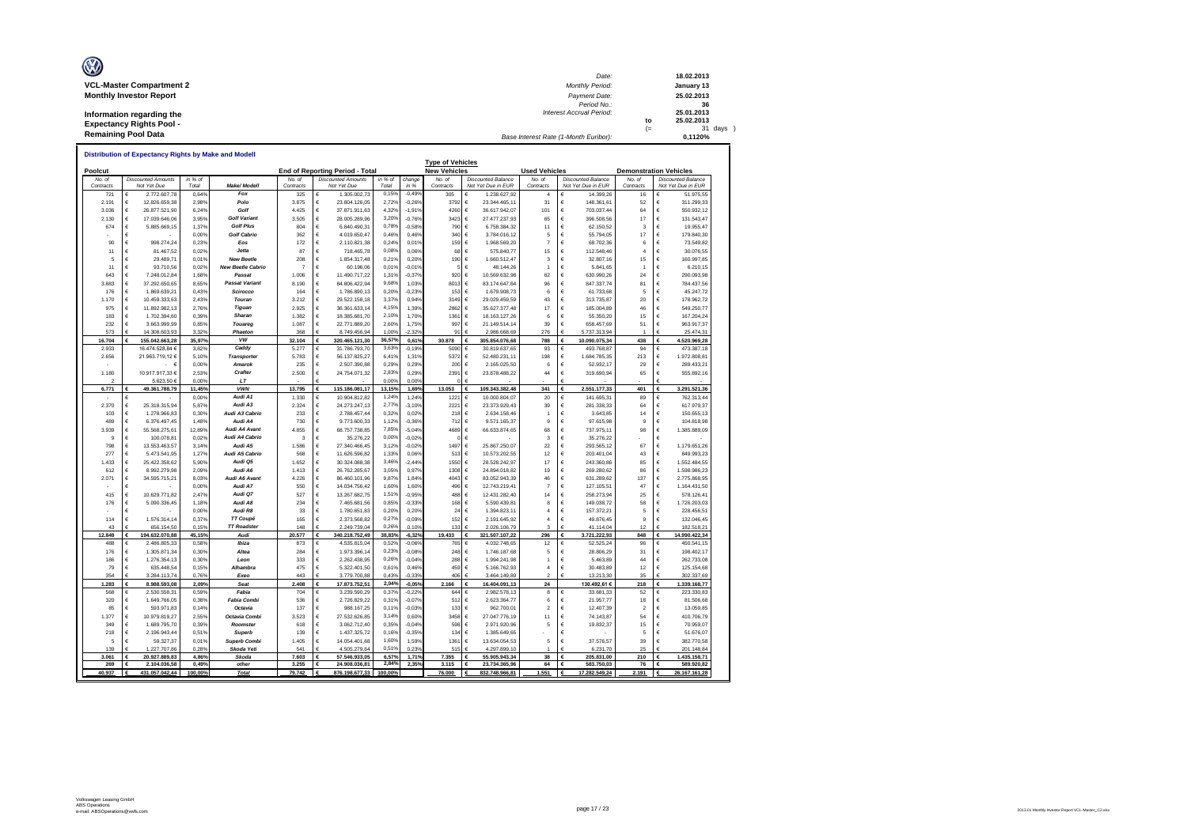**VCL-Master Compartment 2**
**Monthly Investor Report**

**Information regarding the Expectancy Rights Pool - Remaining Pool Data**

| | | |
|---|---|---|
| Date: | | 18.02.2013 |
| Monthly Period: | | January 13 |
| Payment Date: | | 25.02.2013 |
| Period No.: | | 36 |
| Interest Accrual Period: | | 25.01.2013 |
| | to | 25.02.2013 |
| | (= | 31 days ) |
| Base Interest Rate (1-Month Euribor): | | 0,1120% |

**Distribution of Expectancy Rights by Make and Modell**

| Poolcut | | | | End of Reporting Period - Total | | | | Type of Vehicles: New Vehicles | | Used Vehicles | | Demonstration Vehicles | |
|---|---|---|---|---|---|---|---|---|---|---|---|---|---|
| No. of Contracts | Discounted Amounts Not Yet Due | in % of Total | Make/ Modell | No. of Contracts | Discounted Amounts Not Yet Due | in % of Total | change in % | No. of Contracts | Discounted Balance Not Yet Due in EUR | No. of Contracts | Discounted Balance Not Yet Due in EUR | No. of Contracts | Discounted Balance Not Yet Due in EUR |
| 721 | € 2.772.607,78 | 0,64% | Fox | 325 | € 1.305.002,73 | 0,15% | -0,49% | 305 | € 1.238.627,92 | 4 | € 14.399,26 | 16 | € 51.975,55 |
| 2.191 | € 12.826.659,38 | 2,98% | Polo | 3.875 | € 23.804.126,05 | 2,72% | -0,26% | 3792 | € 23.344.465,11 | 31 | € 148.361,61 | 52 | € 311.299,33 |
| 3.036 | € 26.877.521,90 | 6,24% | Golf | 4.425 | € 37.871.911,63 | 4,32% | -1,91% | 4260 | € 36.617.942,07 | 101 | € 703.037,44 | 64 | € 550.932,12 |
| 2.130 | € 17.039.646,06 | 3,95% | Golf Variant | 3.505 | € 28.005.289,96 | 3,20% | -0,76% | 3423 | € 27.477.237,93 | 65 | € 396.508,56 | 17 | € 131.543,47 |
| 674 | € 5.885.669,15 | 1,37% | Golf Plus | 804 | € 6.840.490,31 | 0,78% | -0,58% | 790 | € 6.758.384,32 | 11 | € 62.150,52 | 3 | € 19.955,47 |
| - | € - | 0,00% | Golf Cabrio | 362 | € 4.019.650,47 | 0,46% | 0,46% | 340 | € 3.784.016,12 | 5 | € 55.794,05 | 17 | € 179.840,30 |
| 90 | € 998.274,24 | 0,23% | Eos | 172 | € 2.110.821,38 | 0,24% | 0,01% | 159 | € 1.968.569,20 | 7 | € 68.702,36 | 6 | € 73.549,82 |
| 11 | € 81.467,52 | 0,02% | Jetta | 87 | € 718.465,78 | 0,08% | 0,06% | 68 | € 575.840,77 | 15 | € 112.548,46 | 4 | € 30.076,55 |
| 5 | € 29.489,71 | 0,01% | New Beetle | 208 | € 1.854.317,48 | 0,21% | 0,20% | 190 | € 1.660.512,47 | 3 | € 32.807,16 | 15 | € 160.997,85 |
| 11 | € 93.710,56 | 0,02% | New Beetle Cabrio | 7 | € 60.196,06 | 0,01% | -0,01% | 5 | € 48.144,26 | 1 | € 5.841,65 | 1 | € 6.210,15 |
| 643 | € 7.248.012,84 | 1,68% | Passat | 1.006 | € 11.490.717,22 | 1,31% | -0,37% | 920 | € 10.569.632,98 | 62 | € 630.990,26 | 24 | € 290.093,98 |
| 3.883 | € 37.292.650,65 | 8,65% | Passat Variant | 8.190 | € 84.806.422,94 | 9,68% | 1,03% | 8013 | € 83.174.647,64 | 96 | € 847.337,74 | 81 | € 784.437,56 |
| 176 | € 1.869.639,21 | 0,43% | Scirocco | 164 | € 1.786.890,13 | 0,20% | -0,23% | 153 | € 1.679.908,73 | 6 | € 61.733,68 | 5 | € 45.247,72 |
| 1.170 | € 10.459.333,63 | 2,43% | Touran | 3.212 | € 29.522.158,18 | 3,37% | 0,94% | 3149 | € 29.029.459,59 | 43 | € 313.735,87 | 20 | € 178.962,72 |
| 975 | € 11.892.982,13 | 2,76% | Tiguan | 2.925 | € 36.361.633,14 | 4,15% | 1,39% | 2862 | € 35.627.377,48 | 17 | € 185.004,89 | 46 | € 549.250,77 |
| 183 | € 1.702.394,60 | 0,39% | Sharan | 1.382 | € 18.385.681,70 | 2,10% | 1,70% | 1361 | € 18.163.127,26 | 6 | € 55.350,20 | 15 | € 167.204,24 |
| 232 | € 3.663.999,99 | 0,85% | Touareg | 1.087 | € 22.771.889,20 | 2,60% | 1,75% | 997 | € 21.149.514,14 | 39 | € 658.457,69 | 51 | € 963.917,37 |
| 573 | € 14.308.603,93 | 3,32% | Phaeton | 368 | € 8.749.456,94 | 1,00% | -2,32% | 91 | € 2.986.668,69 | 276 | € 5.737.313,94 | 1 | € 25.474,31 |
| **16.704** | **€ 155.042.663,28** | **35,97%** | **VW** | **32.104** | **€ 320.465.121,30** | **36,57%** | **0,61%** | **30.878** | **€ 305.854.076,68** | **788** | **€ 10.090.075,34** | **438** | **€ 4.520.969,28** |
| 2.933 | 16.474.528,84 € | 3,82% | Caddy | 5.277 | € 31.786.793,70 | 3,63% | -0,19% | 5090 | € 30.819.637,65 | 93 | € 493.768,87 | 94 | € 473.387,18 |
| 2.656 | 21.963.719,12 € | 5,10% | Transporter | 5.783 | € 56.137.825,27 | 6,41% | 1,31% | 5372 | € 52.480.231,11 | 198 | € 1.684.785,35 | 213 | € 1.972.808,81 |
| - | - € | 0,00% | Amarok | 235 | € 2.507.390,88 | 0,29% | 0,29% | 200 | € 2.165.025,50 | 6 | € 52.932,17 | 29 | € 289.433,21 |
| 1.180 | 10.917.917,33 € | 2,53% | Crafter | 2.500 | € 24.754.071,32 | 2,83% | 0,29% | 2391 | € 23.878.488,22 | 44 | € 319.690,94 | 65 | € 555.892,16 |
| 2 | 5.623,50 € | 0,00% | LT | - | € - | 0,00% | 0,00% | 0 | € - | - | € - | - | € - |
| **6.771** | **€ 49.361.788,79** | **11,45%** | **VWN** | **13.795** | **€ 115.186.081,17** | **13,15%** | **1,69%** | **13.053** | **€ 109.343.382,48** | **341** | **€ 2.551.177,33** | **401** | **€ 3.291.521,36** |
| - | € - | 0,00% | Audi A1 | 1.330 | € 10.904.812,82 | 1,24% | 1,24% | 1221 | € 10.000.804,07 | 20 | € 141.695,31 | 89 | € 762.313,44 |
| 2.370 | € 25.318.315,94 | 5,87% | Audi A3 | 2.324 | € 24.273.247,13 | 2,77% | -3,10% | 2221 | € 23.373.929,43 | 39 | € 281.338,33 | 64 | € 617.979,37 |
| 103 | € 1.278.966,83 | 0,30% | Audi A3 Cabrio | 233 | € 2.788.457,44 | 0,32% | 0,02% | 218 | € 2.634.158,46 | 1 | € 3.643,85 | 14 | € 150.655,13 |
| 489 | € 6.376.497,45 | 1,48% | Audi A4 | 730 | € 9.773.600,33 | 1,12% | -0,36% | 712 | € 9.571.165,37 | 9 | € 97.615,98 | 9 | € 104.818,98 |
| 3.939 | € 55.568.275,61 | 12,89% | Audi A4 Avant | 4.855 | € 68.757.738,85 | 7,85% | -5,04% | 4689 | € 66.633.874,65 | 68 | € 737.975,11 | 98 | € 1.385.889,09 |
| 9 | € 100.078,81 | 0,02% | Audi A4 Cabrio | 3 | € 35.276,22 | 0,00% | -0,02% | 0 | € - | 3 | € 35.276,22 | - | € - |
| 798 | € 13.553.463,57 | 3,14% | Audi A5 | 1.586 | € 27.340.466,45 | 3,12% | -0,02% | 1497 | € 25.867.250,07 | 22 | € 293.565,12 | 67 | € 1.179.651,26 |
| 277 | € 5.473.541,95 | 1,27% | Audi A5 Cabrio | 568 | € 11.626.596,82 | 1,33% | 0,06% | 513 | € 10.573.202,55 | 12 | € 203.401,04 | 43 | € 849.993,23 |
| 1.433 | € 25.422.358,62 | 5,90% | Audi Q5 | 1.652 | € 30.324.088,38 | 3,46% | -2,44% | 1550 | € 28.528.242,97 | 17 | € 243.360,86 | 85 | € 1.552.484,55 |
| 612 | € 8.992.279,98 | 2,09% | Audi A6 | 1.413 | € 26.762.285,67 | 3,05% | 0,97% | 1308 | € 24.894.018,82 | 19 | € 269.280,62 | 86 | € 1.598.986,23 |
| 2.071 | € 34.595.715,21 | 8,03% | Audi A6 Avant | 4.226 | € 86.460.101,06 | 9,87% | 1,84% | 4043 | € 83.052.943,39 | 46 | € 631.289,62 | 137 | € 2.775.868,95 |
| - | € - | 0,00% | Audi A7 | 550 | € 14.034.756,42 | 1,60% | 1,60% | 496 | € 12.743.219,41 | 7 | € 127.105,51 | 47 | € 1.164.431,50 |
| 415 | € 10.629.771,82 | 2,47% | Audi Q7 | 527 | € 13.267.682,75 | 1,51% | -0,95% | 488 | € 12.431.282,40 | 14 | € 258.273,94 | 25 | € 578.126,41 |
| 176 | € 5.090.336,45 | 1,18% | Audi A8 | 234 | € 7.465.681,56 | 0,85% | -0,33% | 168 | € 5.590.439,81 | 8 | € 149.038,72 | 58 | € 1.726.203,03 |
| - | € - | 0,00% | Audi R8 | 33 | € 1.780.651,83 | 0,20% | 0,20% | 24 | € 1.394.823,11 | 4 | € 157.372,21 | 5 | € 228.456,51 |
| 114 | € 1.576.314,14 | 0,37% | TT Coupé | 165 | € 2.373.568,82 | 0,27% | -0,09% | 152 | € 2.191.645,92 | 4 | € 49.876,45 | 9 | € 132.046,45 |
| 43 | € 656.154,50 | 0,15% | TT Roadster | 148 | € 2.249.739,04 | 0,26% | 0,10% | 133 | € 2.026.106,79 | 3 | € 41.114,04 | 12 | € 182.518,21 |
| **12.849** | **€ 194.632.070,88** | **45,15%** | **Audi** | **20.577** | **€ 340.218.752,49** | **38,83%** | **-6,32%** | **19.433** | **€ 321.507.107,22** | **296** | **€ 3.721.222,93** | **848** | **€ 14.990.422,34** |
| 488 | € 2.486.805,33 | 0,58% | Ibiza | 873 | € 4.535.815,04 | 0,52% | -0,06% | 765 | € 4.032.748,65 | 12 | € 52.525,24 | 96 | € 450.541,15 |
| 176 | € 1.305.871,34 | 0,30% | Altea | 284 | € 1.973.396,14 | 0,23% | -0,08% | 248 | € 1.746.187,68 | 5 | € 28.806,29 | 31 | € 198.402,17 |
| 186 | € 1.276.354,13 | 0,30% | Leon | 333 | € 2.262.438,95 | 0,26% | -0,04% | 288 | € 1.994.241,98 | 1 | € 5.463,89 | 44 | € 262.733,08 |
| 79 | € 635.448,54 | 0,15% | Alhambra | 475 | € 5.322.401,50 | 0,61% | 0,46% | 459 | € 5.166.762,93 | 4 | € 30.483,89 | 12 | € 125.154,68 |
| 354 | € 3.284.113,74 | 0,76% | Exeo | 443 | € 3.779.700,88 | 0,43% | -0,33% | 406 | € 3.464.149,89 | 2 | € 13.213,30 | 35 | € 302.337,69 |
| **1.283** | **€ 8.988.593,08** | **2,09%** | **Seat** | **2.408** | **€ 17.873.752,51** | **2,04%** | **-0,05%** | **2.166** | **€ 16.404.091,13** | **24** | **130.492,61 €** | **218** | **€ 1.339.168,77** |
| 568 | € 2.530.558,31 | 0,59% | Fabia | 704 | € 3.239.590,29 | 0,37% | -0,22% | 644 | € 2.982.578,13 | 8 | € 33.681,33 | 52 | € 223.330,83 |
| 320 | € 1.649.766,05 | 0,38% | Fabia Combi | 536 | € 2.726.829,22 | 0,31% | -0,07% | 512 | € 2.623.364,77 | 6 | € 21.957,77 | 18 | € 81.506,68 |
| 85 | € 593.971,83 | 0,14% | Octavia | 137 | € 988.167,25 | 0,11% | -0,03% | 133 | € 962.700,01 | 2 | € 12.407,39 | 2 | € 13.059,85 |
| 1.377 | € 10.979.819,27 | 2,55% | Octavia Combi | 3.523 | € 27.532.626,85 | 3,14% | 0,60% | 3458 | € 27.047.776,19 | 11 | € 74.143,87 | 54 | € 410.706,79 |
| 349 | € 1.689.795,70 | 0,39% | Roomster | 618 | € 3.062.712,40 | 0,35% | -0,04% | 598 | € 2.971.920,96 | 5 | € 19.832,37 | 15 | € 70.959,07 |
| 218 | € 2.196.943,44 | 0,51% | Superb | 139 | € 1.437.325,72 | 0,16% | -0,35% | 134 | € 1.385.649,65 | - | € - | 5 | € 51.676,07 |
| 5 | € 59.327,37 | 0,01% | Superb Combi | 1.405 | € 14.054.401,68 | 1,60% | 1,59% | 1361 | € 13.634.054,53 | 5 | € 37.576,57 | 39 | € 382.770,58 |
| 139 | € 1.227.707,86 | 0,28% | Skoda Yeti | 541 | € 4.505.279,64 | 0,51% | 0,23% | 515 | € 4.297.899,10 | 1 | € 6.231,70 | 25 | € 201.148,84 |
| **3.061** | **€ 20.927.889,83** | **4,86%** | **Skoda** | **7.603** | **€ 57.546.933,05** | **6,57%** | **1,71%** | **7.355** | **€ 55.905.943,34** | **38** | **€ 205.831,00** | **210** | **€ 1.435.158,71** |
| **269** | **€ 2.104.036,58** | **0,49%** | **other** | **3.255** | **€ 24.908.036,81** | **2,84%** | **2,35%** | **3.115** | **€ 23.734.365,96** | **64** | **€ 583.750,03** | **76** | **€ 589.920,82** |
| **40.937** | **€ 431.057.042,44** | **100,00%** | **Total** | **79.742** | **€ 876.198.677,33** | **100,00%** | | **76.000** | **€ 832.748.966,81** | **1.551** | **€ 17.282.549,24** | **2.191** | **€ 26.167.161,28** |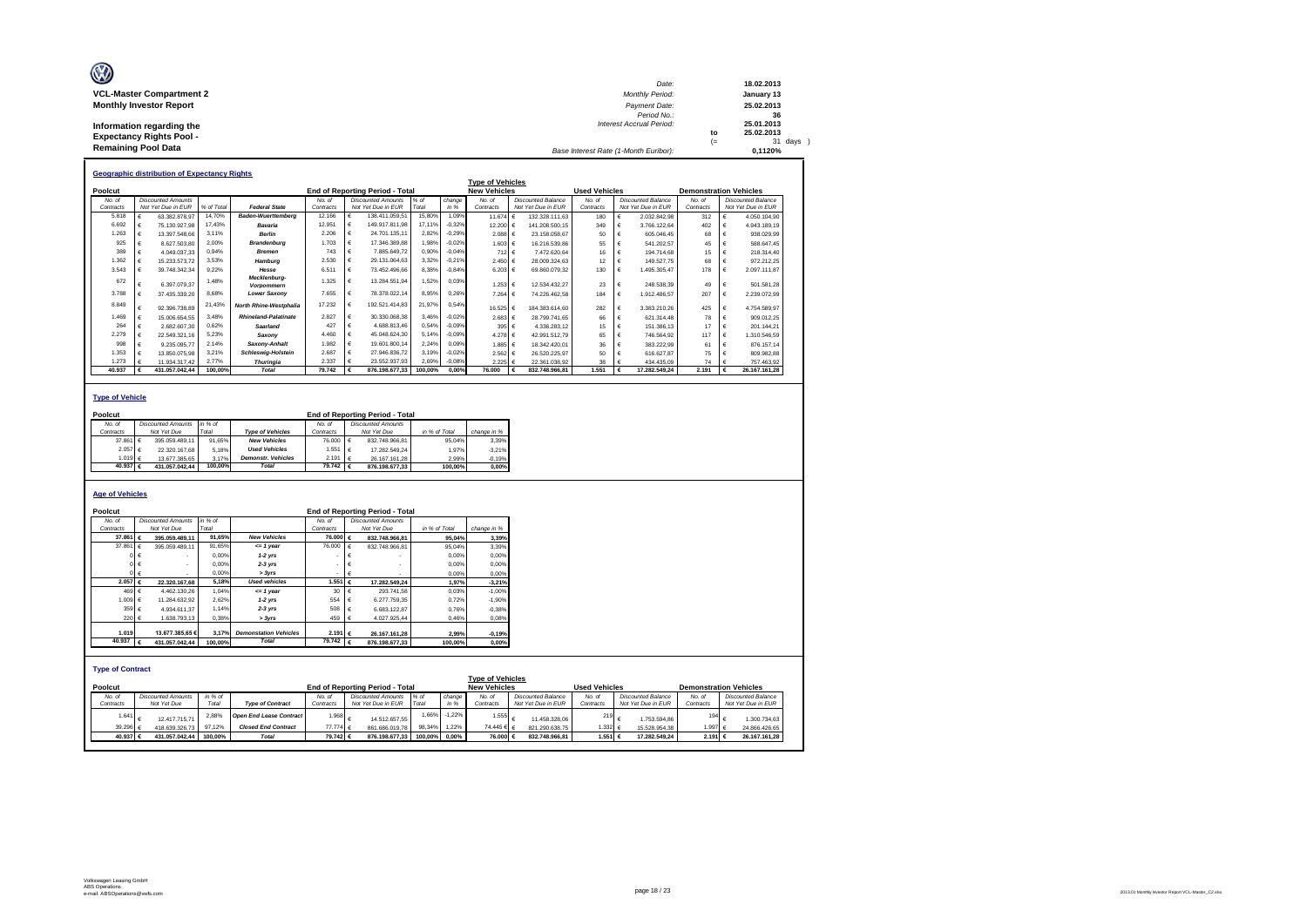**VCL-Master Compartment 2**
**Monthly Investor Report**

**Information regarding the Expectancy Rights Pool - Remaining Pool Data**

| | | |
|---|---|---|
| Date: | | 18.02.2013 |
| Monthly Period: | | January 13 |
| Payment Date: | | 25.02.2013 |
| Period No.: | | 36 |
| Interest Accrual Period: | | 25.01.2013 |
| | to | 25.02.2013 |
| | (= | 31 days ) |
| Base Interest Rate (1-Month Euribor): | | 0,1120% |

## Geographic distribution of Expectancy Rights

| Poolcut | | | | End of Reporting Period - Total | | | | Type of Vehicles - New Vehicles | | Used Vehicles | | Demonstration Vehicles | |
|---|---|---|---|---|---|---|---|---|---|---|---|---|---|
| No. of Contracts | Discounted Amounts Not Yet Due in EUR | % of Total | Federal State | No. of Contracts | Discounted Amounts Not Yet Due in EUR | % of Total | change in % | No. of Contracts | Discounted Balance Not Yet Due in EUR | No. of Contracts | Discounted Balance Not Yet Due in EUR | No. of Contracts | Discounted Balance Not Yet Due in EUR |
| 5.818 | € 63.382.878,97 | 14,70% | Baden-Wuerttemberg | 12.166 | € 138.411.059,51 | 15,80% | 1,09% | 11.674 | € 132.328.111,63 | 180 | € 2.032.842,98 | 312 | € 4.050.104,90 |
| 6.692 | € 75.130.927,98 | 17,43% | Bavaria | 12.951 | € 149.917.811,98 | 17,11% | -0,32% | 12.200 | € 141.208.500,15 | 349 | € 3.766.122,64 | 402 | € 4.943.189,19 |
| 1.263 | € 13.397.548,66 | 3,11% | Berlin | 2.206 | € 24.701.135,11 | 2,82% | -0,29% | 2.088 | € 23.158.058,67 | 50 | € 605.046,45 | 68 | € 938.029,99 |
| 925 | € 8.627.503,80 | 2,00% | Brandenburg | 1.703 | € 17.346.389,88 | 1,98% | -0,02% | 1.603 | € 16.216.539,86 | 55 | € 541.202,57 | 45 | € 588.647,45 |
| 389 | € 4.049.037,33 | 0,94% | Bremen | 743 | € 7.885.649,72 | 0,90% | -0,04% | 712 | € 7.472.620,64 | 16 | € 194.714,68 | 15 | € 218.314,40 |
| 1.362 | € 15.233.573,72 | 3,53% | Hamburg | 2.530 | € 29.131.064,63 | 3,32% | -0,21% | 2.450 | € 28.009.324,63 | 12 | € 149.527,75 | 68 | € 972.212,25 |
| 3.543 | € 39.748.342,34 | 9,22% | Hesse | 6.511 | € 73.452.496,66 | 8,38% | -0,84% | 6.203 | € 69.860.079,32 | 130 | € 1.495.305,47 | 178 | € 2.097.111,87 |
| 672 | € 6.397.079,37 | 1,48% | Mecklenburg-Vorpommern | 1.325 | € 13.284.551,94 | 1,52% | 0,03% | 1.253 | € 12.534.432,27 | 23 | € 248.538,39 | 49 | € 501.581,28 |
| 3.788 | € 37.435.339,20 | 8,68% | Lower Saxony | 7.655 | € 78.378.022,14 | 8,95% | 0,26% | 7.264 | € 74.226.462,58 | 184 | € 1.912.486,57 | 207 | € 2.239.072,99 |
| 8.849 | € 92.396.738,89 | 21,43% | North Rhine-Westphalia | 17.232 | € 192.521.414,83 | 21,97% | 0,54% | 16.525 | € 184.383.614,60 | 282 | € 3.383.210,26 | 425 | € 4.754.589,97 |
| 1.469 | € 15.006.654,55 | 3,48% | Rhineland-Palatinate | 2.827 | € 30.330.068,38 | 3,46% | -0,02% | 2.683 | € 28.799.741,65 | 66 | € 621.314,48 | 78 | € 909.012,25 |
| 264 | € 2.682.607,30 | 0,62% | Saarland | 427 | € 4.688.813,46 | 0,54% | -0,09% | 395 | € 4.336.283,12 | 15 | € 151.386,13 | 17 | € 201.144,21 |
| 2.279 | € 22.549.321,16 | 5,23% | Saxony | 4.460 | € 45.048.624,30 | 5,14% | -0,09% | 4.278 | € 42.991.512,79 | 65 | € 746.564,92 | 117 | € 1.310.546,59 |
| 998 | € 9.235.095,77 | 2,14% | Saxony-Anhalt | 1.982 | € 19.601.800,14 | 2,24% | 0,09% | 1.885 | € 18.342.420,01 | 36 | € 383.222,99 | 61 | € 876.157,14 |
| 1.353 | € 13.850.075,98 | 3,21% | Schleswig-Holstein | 2.687 | € 27.946.836,72 | 3,19% | -0,02% | 2.562 | € 26.520.225,97 | 50 | € 616.627,87 | 75 | € 809.982,88 |
| 1.273 | € 11.934.317,42 | 2,77% | Thuringia | 2.337 | € 23.552.937,93 | 2,69% | -0,08% | 2.225 | € 22.361.038,92 | 38 | € 434.435,09 | 74 | € 757.463,92 |
| **40.937** | **€ 431.057.042,44** | **100,00%** | **Total** | **79.742** | **€ 876.198.677,33** | **100,00%** | **0,00%** | **76.000** | **€ 832.748.966,81** | **1.551** | **€ 17.282.549,24** | **2.191** | **€ 26.167.161,28** |

## Type of Vehicle

| Poolcut | | | | End of Reporting Period - Total | | | |
|---|---|---|---|---|---|---|---|
| No. of Contracts | Discounted Amounts Not Yet Due | in % of Total | Type of Vehicles | No. of Contracts | Discounted Amounts Not Yet Due | in % of Total | change in % |
| 37.861 | € 395.059.489,11 | 91,65% | New Vehicles | 76.000 | € 832.748.966,81 | 95,04% | 3,39% |
| 2.057 | € 22.320.167,68 | 5,18% | Used Vehicles | 1.551 | € 17.282.549,24 | 1,97% | -3,21% |
| 1.019 | € 13.677.385,65 | 3,17% | Demonstr. Vehicles | 2.191 | € 26.167.161,28 | 2,99% | -0,19% |
| **40.937** | **€ 431.057.042,44** | **100,00%** | **Total** | **79.742** | **€ 876.198.677,33** | **100,00%** | **0,00%** |

## Age of Vehicles

| Poolcut | | | | End of Reporting Period - Total | | | |
|---|---|---|---|---|---|---|---|
| No. of Contracts | Discounted Amounts Not Yet Due | in % of Total | | No. of Contracts | Discounted Amounts Not Yet Due | in % of Total | change in % |
| **37.861** | **€ 395.059.489,11** | **91,65%** | **New Vehicles** | **76.000** | **€ 832.748.966,81** | **95,04%** | **3,39%** |
| 37.861 | € 395.059.489,11 | 91,65% | <= 1 year | 76.000 | € 832.748.966,81 | 95,04% | 3,39% |
| 0 | € - | 0,00% | 1-2 yrs | - | € - | 0,00% | 0,00% |
| 0 | € - | 0,00% | 2-3 yrs | - | € - | 0,00% | 0,00% |
| 0 | € - | 0,00% | > 3yrs | - | € - | 0,00% | 0,00% |
| **2.057** | **€ 22.320.167,68** | **5,18%** | **Used vehicles** | **1.551** | **€ 17.282.549,24** | **1,97%** | **-3,21%** |
| 469 | € 4.462.130,26 | 1,04% | <= 1 year | 30 | € 293.741,58 | 0,03% | -1,00% |
| 1.009 | € 11.284.632,92 | 2,62% | 1-2 yrs | 554 | € 6.277.759,35 | 0,72% | -1,90% |
| 359 | € 4.934.611,37 | 1,14% | 2-3 yrs | 508 | € 6.683.122,87 | 0,76% | -0,38% |
| 220 | € 1.638.793,13 | 0,38% | > 3yrs | 459 | € 4.027.925,44 | 0,46% | 0,08% |
| **1.019** | **13.677.385,65 €** | **3,17%** | **Demonstation Vehicles** | **2.191** | **€ 26.167.161,28** | **2,99%** | **-0,19%** |
| **40.937** | **€ 431.057.042,44** | **100,00%** | **Total** | **79.742** | **€ 876.198.677,33** | **100,00%** | **0,00%** |

## Type of Contract

| Poolcut | | | | End of Reporting Period - Total | | | | Type of Vehicles - New Vehicles | | Used Vehicles | | Demonstration Vehicles | |
|---|---|---|---|---|---|---|---|---|---|---|---|---|---|
| No. of Contracts | Discounted Amounts Not Yet Due | in % of Total | Type of Contract | No. of Contracts | Discounted Amounts Not Yet Due in EUR | % of Total | change in % | No. of Contracts | Discounted Balance Not Yet Due in EUR | No. of Contracts | Discounted Balance Not Yet Due in EUR | No. of Contracts | Discounted Balance Not Yet Due in EUR |
| 1.641 | € 12.417.715,71 | 2,88% | Open End Lease Contract | 1.968 | € 14.512.657,55 | 1,66% | -1,22% | 1.555 | € 11.458.328,06 | 219 | € 1.753.594,86 | 194 | € 1.300.734,63 |
| 39.296 | € 418.639.326,73 | 97,12% | Closed End Contract | 77.774 | € 861.686.019,78 | 98,34% | 1,22% | 74.445 | € 821.290.638,75 | 1.332 | € 15.528.954,38 | 1.997 | € 24.866.426,65 |
| **40.937** | **€ 431.057.042,44** | **100,00%** | **Total** | **79.742** | **€ 876.198.677,33** | **100,00%** | **0,00%** | **76.000** | **€ 832.748.966,81** | **1.551** | **€ 17.282.549,24** | **2.191** | **€ 26.167.161,28** |

Volkswagen Leasing GmbH
ABS Operations
e-mail: ABSOperations@vwfs.com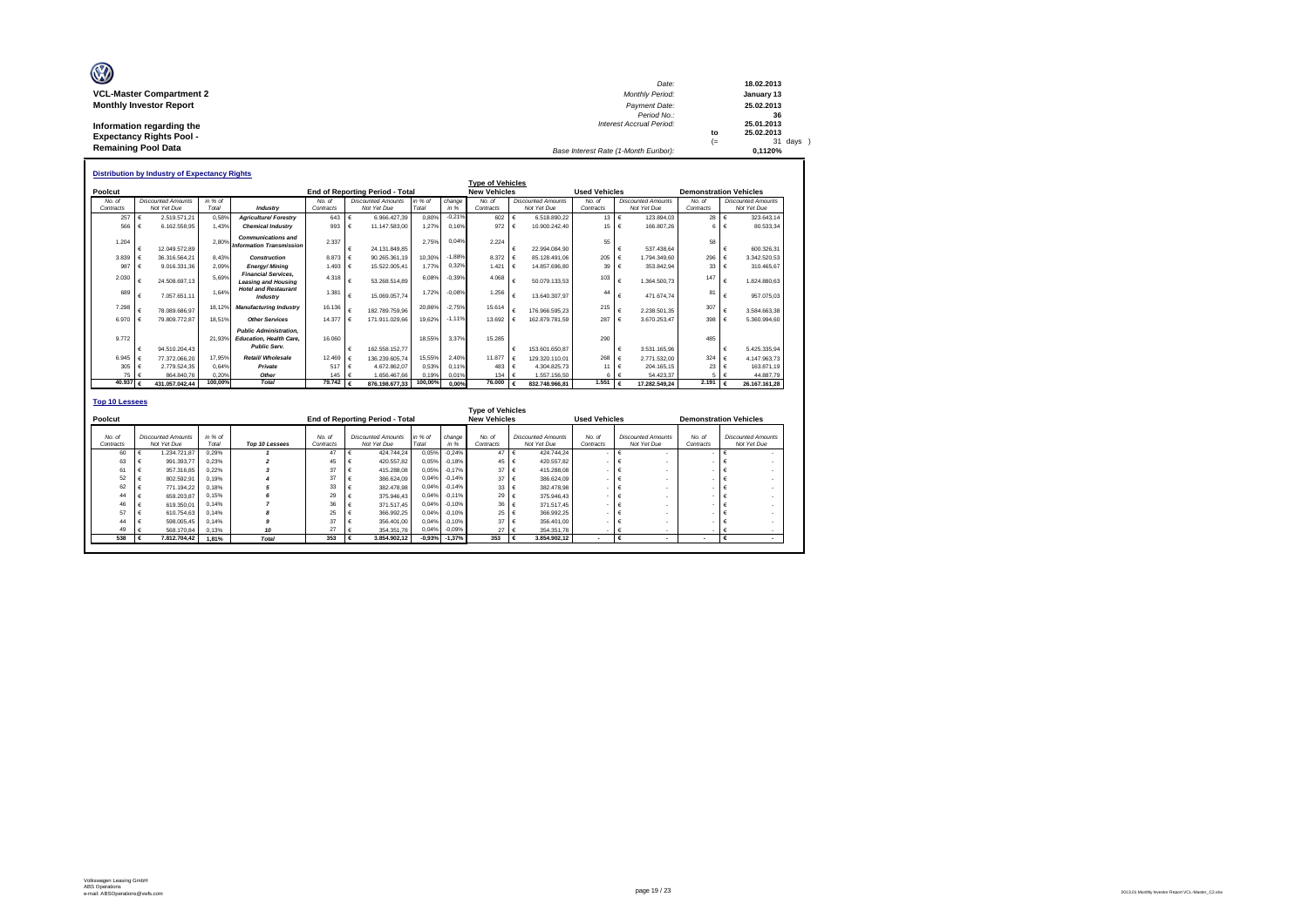**VCL-Master Compartment 2**
**Monthly Investor Report**

**Information regarding the Expectancy Rights Pool - Remaining Pool Data**

| | | |
|---|---|---|
| Date: | | 18.02.2013 |
| Monthly Period: | | January 13 |
| Payment Date: | | 25.02.2013 |
| Period No.: | | 36 |
| Interest Accrual Period: | | 25.01.2013 |
| | to | 25.02.2013 |
| | (= | 31 days ) |
| Base Interest Rate (1-Month Euribor): | | 0,1120% |

### Distribution by Industry of Expectancy Rights

| Poolcut | | | | End of Reporting Period - Total | | | | New Vehicles | | Used Vehicles | | Demonstration Vehicles | |
|---|---|---|---|---|---|---|---|---|---|---|---|---|---|
| No. of Contracts | Discounted Amounts Not Yet Due | in % of Total | Industry | No. of Contracts | Discounted Amounts Not Yet Due | in % of Total | change in % | No. of Contracts | Discounted Amounts Not Yet Due | No. of Contracts | Discounted Amounts Not Yet Due | No. of Contracts | Discounted Amounts Not Yet Due |
| 257 | € 2.519.571,21 | 0,58% | Agriculture/ Forestry | 643 | € 6.966.427,39 | 0,80% | -0,21% | 602 | € 6.518.890,22 | 13 | € 123.894,03 | 28 | € 323.643,14 |
| 566 | € 6.162.558,95 | 1,43% | Chemical Industry | 993 | € 11.147.583,00 | 1,27% | 0,16% | 972 | € 10.900.242,40 | 15 | € 166.807,26 | 6 | € 80.533,34 |
| 1.204 | € 12.049.572,89 | 2,80% | Communications and Information Transmission | 2.337 | € 24.131.849,85 | 2,75% | 0,04% | 2.224 | € 22.994.084,90 | 55 | € 537.438,64 | 58 | € 600.326,31 |
| 3.839 | € 36.316.564,21 | 8,43% | Construction | 8.873 | € 90.265.361,19 | 10,30% | -1,88% | 8.372 | € 85.128.491,06 | 205 | € 1.794.349,60 | 296 | € 3.342.520,53 |
| 987 | € 9.016.331,36 | 2,09% | Energy/ Mining | 1.493 | € 15.522.005,41 | 1,77% | 0,32% | 1.421 | € 14.857.696,80 | 39 | € 353.842,94 | 33 | € 310.465,67 |
| 2.030 | € 24.508.697,13 | 5,69% | Financial Services, Leasing and Housing | 4.318 | € 53.268.514,89 | 6,08% | -0,39% | 4.068 | € 50.079.133,53 | 103 | € 1.364.500,73 | 147 | € 1.824.880,63 |
| 689 | € 7.057.651,11 | 1,64% | Hotel and Restaurant Industry | 1.381 | € 15.069.057,74 | 1,72% | -0,08% | 1.256 | € 13.640.307,97 | 44 | € 471.674,74 | 81 | € 957.075,03 |
| 7.298 | € 78.089.686,97 | 18,12% | Manufacturing Industry | 16.136 | € 182.789.759,96 | 20,86% | -2,75% | 15.614 | € 176.966.595,23 | 215 | € 2.238.501,35 | 307 | € 3.584.663,38 |
| 6.970 | € 79.809.772,87 | 18,51% | Other Services | 14.377 | € 171.911.029,66 | 19,62% | -1,11% | 13.692 | € 162.879.781,59 | 287 | € 3.670.253,47 | 398 | € 5.360.994,60 |
| 9.772 | € 94.510.204,43 | 21,93% | Public Administration, Education, Health Care, Public Serv. | 16.060 | € 162.558.152,77 | 18,55% | 3,37% | 15.285 | € 153.601.650,87 | 290 | € 3.531.165,96 | 485 | € 5.425.335,94 |
| 6.945 | € 77.372.066,20 | 17,95% | Retail/ Wholesale | 12.469 | € 136.239.605,74 | 15,55% | 2,40% | 11.877 | € 129.320.110,01 | 268 | € 2.771.532,00 | 324 | € 4.147.963,73 |
| 305 | € 2.779.524,35 | 0,64% | Private | 517 | € 4.672.862,07 | 0,53% | 0,11% | 483 | € 4.304.825,73 | 11 | € 204.165,15 | 23 | € 163.871,19 |
| 75 | € 864.840,76 | 0,20% | Other | 145 | € 1.656.467,66 | 0,19% | 0,01% | 134 | € 1.557.156,50 | 6 | € 54.423,37 | 5 | € 44.887,79 |
| 40.937 | € 431.057.042,44 | 100,00% | Total | 79.742 | € 876.198.677,33 | 100,00% | 0,00% | 76.000 | € 832.748.966,81 | 1.551 | € 17.282.549,24 | 2.191 | € 26.167.161,28 |

### Top 10 Lessees

| Poolcut | | | | End of Reporting Period - Total | | | | New Vehicles | | Used Vehicles | | Demonstration Vehicles | |
|---|---|---|---|---|---|---|---|---|---|---|---|---|---|
| No. of Contracts | Discounted Amounts Not Yet Due | in % of Total | Top 10 Lessees | No. of Contracts | Discounted Amounts Not Yet Due | in % of Total | change in % | No. of Contracts | Discounted Amounts Not Yet Due | No. of Contracts | Discounted Amounts Not Yet Due | No. of Contracts | Discounted Amounts Not Yet Due |
| 60 | € 1.234.721,87 | 0,29% | 1 | 47 | € 424.744,24 | 0,05% | -0,24% | 47 | € 424.744,24 | - | € - | - | € - |
| 63 | € 991.393,77 | 0,23% | 2 | 45 | € 420.557,82 | 0,05% | -0,18% | 45 | € 420.557,82 | - | € - | - | € - |
| 61 | € 957.316,85 | 0,22% | 3 | 37 | € 415.288,08 | 0,05% | -0,17% | 37 | € 415.288,08 | - | € - | - | € - |
| 52 | € 802.592,91 | 0,19% | 4 | 37 | € 386.624,09 | 0,04% | -0,14% | 37 | € 386.624,09 | - | € - | - | € - |
| 62 | € 771.194,22 | 0,18% | 5 | 33 | € 382.478,98 | 0,04% | -0,14% | 33 | € 382.478,98 | - | € - | - | € - |
| 44 | € 659.203,87 | 0,15% | 6 | 29 | € 375.946,43 | 0,04% | -0,11% | 29 | € 375.946,43 | - | € - | - | € - |
| 46 | € 619.350,01 | 0,14% | 7 | 36 | € 371.517,45 | 0,04% | -0,10% | 36 | € 371.517,45 | - | € - | - | € - |
| 57 | € 610.754,63 | 0,14% | 8 | 25 | € 366.992,25 | 0,04% | -0,10% | 25 | € 366.992,25 | - | € - | - | € - |
| 44 | € 598.005,45 | 0,14% | 9 | 37 | € 356.401,00 | 0,04% | -0,10% | 37 | € 356.401,00 | - | € - | - | € - |
| 49 | € 568.170,84 | 0,13% | 10 | 27 | € 354.351,78 | 0,04% | -0,09% | 27 | € 354.351,78 | - | € - | - | € - |
| 538 | € 7.812.704,42 | 1,81% | Total | 353 | € 3.854.902,12 | -0,93% | -1,37% | 353 | € 3.854.902,12 | - | € - | - | € - |

Volkswagen Leasing GmbH
ABS Operations
e-mail: ABSOperations@vwfs.com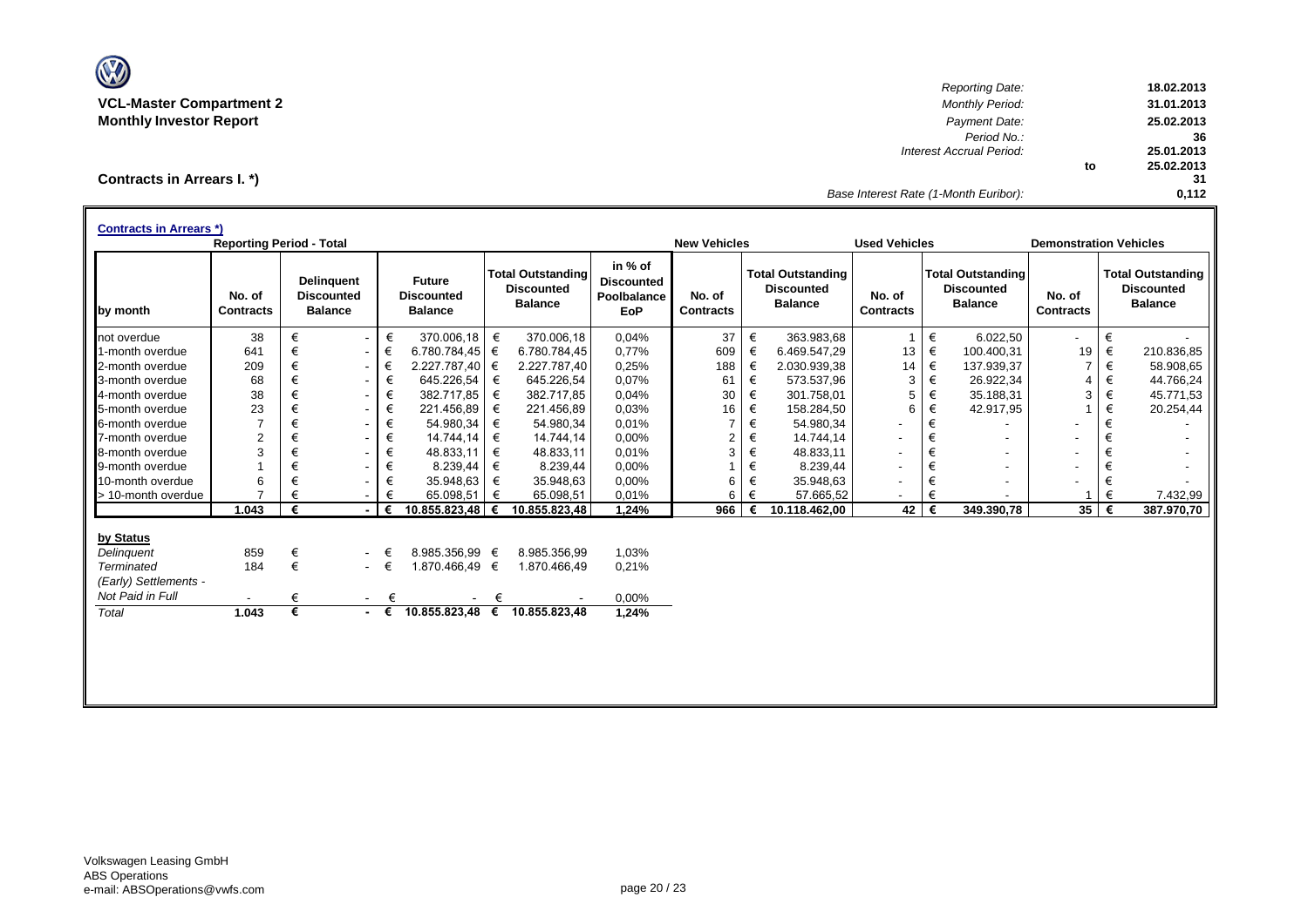**VCL-Master Compartment 2**
**Monthly Investor Report**

| | | |
|---|---|---|
| *Reporting Date:* | | **18.02.2013** |
| *Monthly Period:* | | **31.01.2013** |
| *Payment Date:* | | **25.02.2013** |
| *Period No.:* | | **36** |
| *Interest Accrual Period:* | | **25.01.2013** |
| | to | **25.02.2013** |
| | | **31** |
| *Base Interest Rate (1-Month Euribor):* | | **0,112** |

## Contracts in Arrears I. *)

**Contracts in Arrears *)**

| | Reporting Period - Total | | | | | New Vehicles | | Used Vehicles | | Demonstration Vehicles | |
|---|---|---|---|---|---|---|---|---|---|---|---|
| by month | No. of Contracts | Delinquent Discounted Balance | Future Discounted Balance | Total Outstanding Discounted Balance | in % of Discounted Poolbalance EoP | No. of Contracts | Total Outstanding Discounted Balance | No. of Contracts | Total Outstanding Discounted Balance | No. of Contracts | Total Outstanding Discounted Balance |
| not overdue | 38 | € - | € 370.006,18 | € 370.006,18 | 0,04% | 37 | € 363.983,68 | 1 | € 6.022,50 | - | € - |
| 1-month overdue | 641 | € - | € 6.780.784,45 | € 6.780.784,45 | 0,77% | 609 | € 6.469.547,29 | 13 | € 100.400,31 | 19 | € 210.836,85 |
| 2-month overdue | 209 | € - | € 2.227.787,40 | € 2.227.787,40 | 0,25% | 188 | € 2.030.939,38 | 14 | € 137.939,37 | 7 | € 58.908,65 |
| 3-month overdue | 68 | € - | € 645.226,54 | € 645.226,54 | 0,07% | 61 | € 573.537,96 | 3 | € 26.922,34 | 4 | € 44.766,24 |
| 4-month overdue | 38 | € - | € 382.717,85 | € 382.717,85 | 0,04% | 30 | € 301.758,01 | 5 | € 35.188,31 | 3 | € 45.771,53 |
| 5-month overdue | 23 | € - | € 221.456,89 | € 221.456,89 | 0,03% | 16 | € 158.284,50 | 6 | € 42.917,95 | 1 | € 20.254,44 |
| 6-month overdue | 7 | € - | € 54.980,34 | € 54.980,34 | 0,01% | 7 | € 54.980,34 | - | € - | - | € - |
| 7-month overdue | 2 | € - | € 14.744,14 | € 14.744,14 | 0,00% | 2 | € 14.744,14 | - | € - | - | € - |
| 8-month overdue | 3 | € - | € 48.833,11 | € 48.833,11 | 0,01% | 3 | € 48.833,11 | - | € - | - | € - |
| 9-month overdue | 1 | € - | € 8.239,44 | € 8.239,44 | 0,00% | 1 | € 8.239,44 | - | € - | - | € - |
| 10-month overdue | 6 | € - | € 35.948,63 | € 35.948,63 | 0,00% | 6 | € 35.948,63 | - | € - | - | € - |
| > 10-month overdue | 7 | € - | € 65.098,51 | € 65.098,51 | 0,01% | 6 | € 57.665,52 | - | € - | 1 | € 7.432,99 |
| | **1.043** | **€ -** | **€ 10.855.823,48** | **€ 10.855.823,48** | **1,24%** | **966** | **€ 10.118.462,00** | **42** | **€ 349.390,78** | **35** | **€ 387.970,70** |

| by Status | No. of Contracts | Delinquent Discounted Balance | Future Discounted Balance | Total Outstanding Discounted Balance | in % of Discounted Poolbalance EoP |
|---|---|---|---|---|---|
| *Delinquent* | 859 | € - | € 8.985.356,99 | € 8.985.356,99 | 1,03% |
| *Terminated* | 184 | € - | € 1.870.466,49 | € 1.870.466,49 | 0,21% |
| *(Early) Settlements - Not Paid in Full* | - | € - | € - | € - | 0,00% |
| *Total* | **1.043** | **€ -** | **€ 10.855.823,48** | **€ 10.855.823,48** | **1,24%** |

Volkswagen Leasing GmbH
ABS Operations
e-mail: ABSOperations@vwfs.com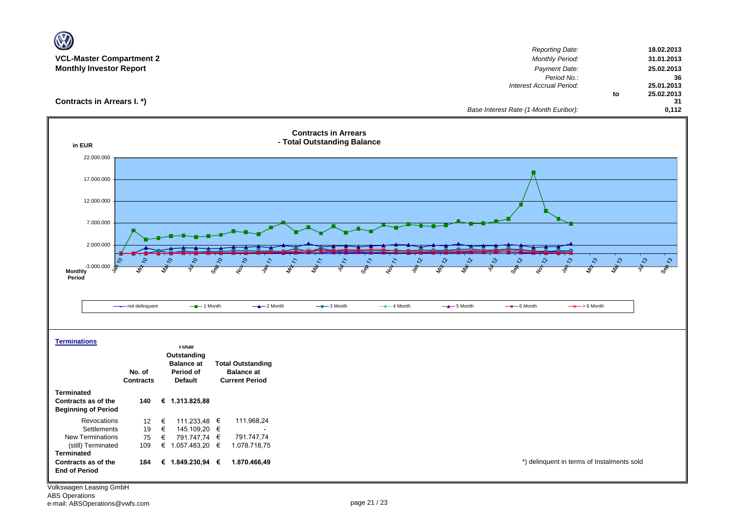**VCL-Master Compartment 2**
**Monthly Investor Report**

| | | |
|---|---|---|
| *Reporting Date:* | | 18.02.2013 |
| *Monthly Period:* | | 31.01.2013 |
| *Payment Date:* | | 25.02.2013 |
| *Period No.:* | | 36 |
| *Interest Accrual Period:* | | 25.01.2013 |
| | to | 25.02.2013 |
| | | 31 |
| *Base Interest Rate (1-Month Euribor):* | | 0,112 |

**Contracts in Arrears I. \*)**

**Contracts in Arrears - Total Outstanding Balance**

in EUR

Monthly Period

Legend: not delinquent, 1 Month, 2 Month, 3 Month, 4 Month, 5 Month, 6 Month, > 6 Month

**Terminations**

| | No. of Contracts | Total Outstanding Balance at Period of Default | Total Outstanding Balance at Current Period |
|---|---|---|---|
| **Terminated Contracts as of the Beginning of Period** | **140** | **€ 1.313.825,88** | |
| Revocations | 12 | € 111.233,48 | € 111.968,24 |
| Settlements | 19 | € 145.109,20 | € - |
| New Terminations | 75 | € 791.747,74 | € 791.747,74 |
| (still) Terminated | 109 | € 1.057.483,20 | € 1.078.718,75 |
| **Terminated Contracts as of the End of Period** | **184** | **€ 1.849.230,94** | **€ 1.870.466,49** |

\*) delinquent in terms of Instalments sold

Volkswagen Leasing GmbH
ABS Operations
e-mail: ABSOperations@vwfs.com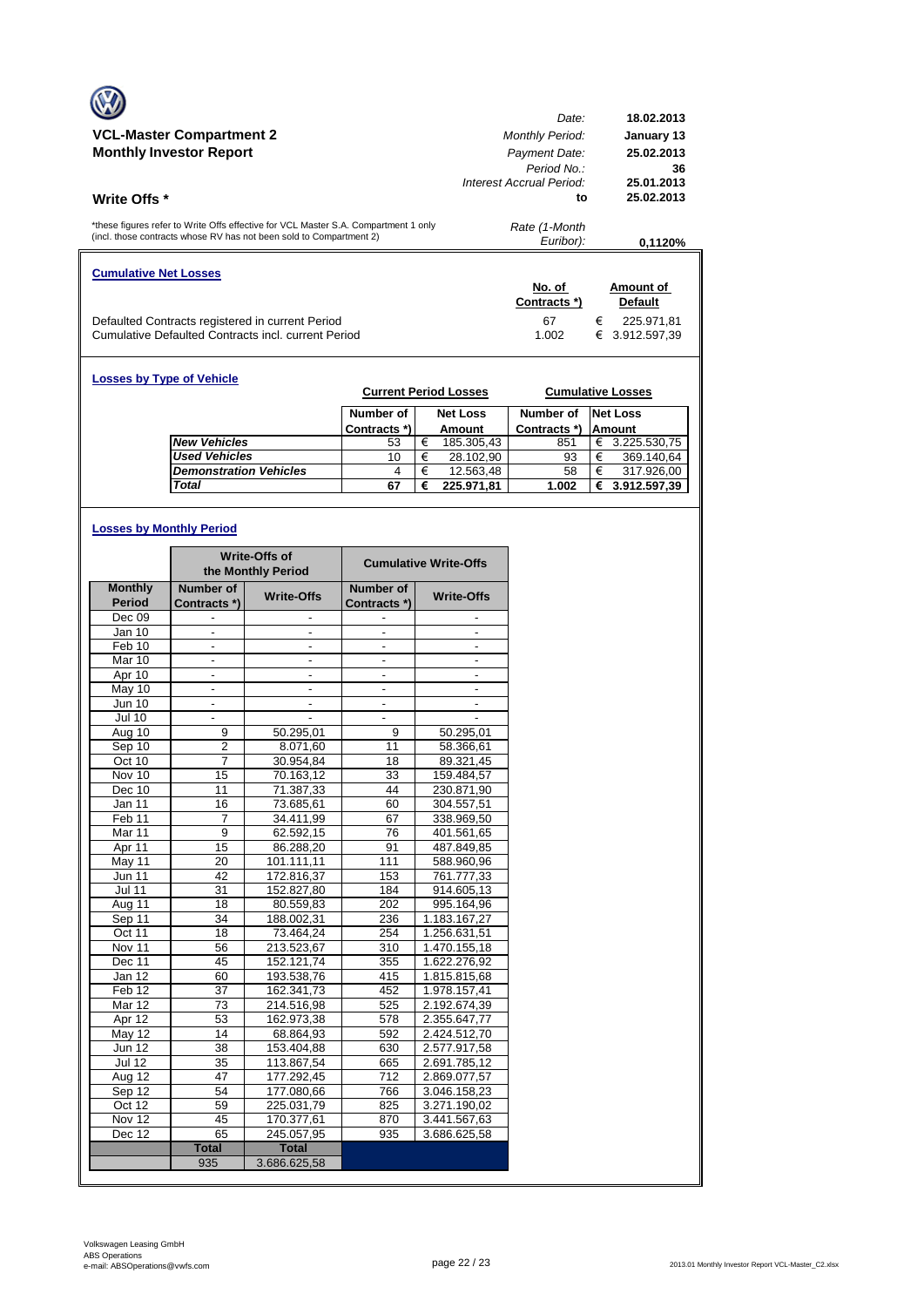## VCL-Master Compartment 2
## Monthly Investor Report

| | |
|---|---|
| *Date:* | **18.02.2013** |
| *Monthly Period:* | **January 13** |
| *Payment Date:* | **25.02.2013** |
| *Period No.:* | **36** |
| *Interest Accrual Period:* | **25.01.2013** |
| **to** | **25.02.2013** |
| *Rate (1-Month Euribor):* | **0,1120%** |

### Write Offs *

*these figures refer to Write Offs effective for VCL Master S.A. Compartment 1 only (incl. those contracts whose RV has not been sold to Compartment 2)

**Cumulative Net Losses**

| | No. of Contracts *) | Amount of Default |
|---|---|---|
| Defaulted Contracts registered in current Period | 67 | € 225.971,81 |
| Cumulative Defaulted Contracts incl. current Period | 1.002 | € 3.912.597,39 |

**Losses by Type of Vehicle**

| | Current Period Losses | | Cumulative Losses | |
|---|---|---|---|---|
| | Number of Contracts *) | Net Loss Amount | Number of Contracts *) | Net Loss Amount |
| *New Vehicles* | 53 | € 185.305,43 | 851 | € 3.225.530,75 |
| *Used Vehicles* | 10 | € 28.102,90 | 93 | € 369.140,64 |
| *Demonstration Vehicles* | 4 | € 12.563,48 | 58 | € 317.926,00 |
| *Total* | **67** | **€ 225.971,81** | **1.002** | **€ 3.912.597,39** |

**Losses by Monthly Period**

| | Write-Offs of the Monthly Period | | Cumulative Write-Offs | |
|---|---|---|---|---|
| **Monthly Period** | **Number of Contracts *)** | **Write-Offs** | **Number of Contracts *)** | **Write-Offs** |
| Dec 09 | - | - | - | - |
| Jan 10 | - | - | - | - |
| Feb 10 | - | - | - | - |
| Mar 10 | - | - | - | - |
| Apr 10 | - | - | - | - |
| May 10 | - | - | - | - |
| Jun 10 | - | - | - | - |
| Jul 10 | - | - | - | - |
| Aug 10 | 9 | 50.295,01 | 9 | 50.295,01 |
| Sep 10 | 2 | 8.071,60 | 11 | 58.366,61 |
| Oct 10 | 7 | 30.954,84 | 18 | 89.321,45 |
| Nov 10 | 15 | 70.163,12 | 33 | 159.484,57 |
| Dec 10 | 11 | 71.387,33 | 44 | 230.871,90 |
| Jan 11 | 16 | 73.685,61 | 60 | 304.557,51 |
| Feb 11 | 7 | 34.411,99 | 67 | 338.969,50 |
| Mar 11 | 9 | 62.592,15 | 76 | 401.561,65 |
| Apr 11 | 15 | 86.288,20 | 91 | 487.849,85 |
| May 11 | 20 | 101.111,11 | 111 | 588.960,96 |
| Jun 11 | 42 | 172.816,37 | 153 | 761.777,33 |
| Jul 11 | 31 | 152.827,80 | 184 | 914.605,13 |
| Aug 11 | 18 | 80.559,83 | 202 | 995.164,96 |
| Sep 11 | 34 | 188.002,31 | 236 | 1.183.167,27 |
| Oct 11 | 18 | 73.464,24 | 254 | 1.256.631,51 |
| Nov 11 | 56 | 213.523,67 | 310 | 1.470.155,18 |
| Dec 11 | 45 | 152.121,74 | 355 | 1.622.276,92 |
| Jan 12 | 60 | 193.538,76 | 415 | 1.815.815,68 |
| Feb 12 | 37 | 162.341,73 | 452 | 1.978.157,41 |
| Mar 12 | 73 | 214.516,98 | 525 | 2.192.674,39 |
| Apr 12 | 53 | 162.973,38 | 578 | 2.355.647,77 |
| May 12 | 14 | 68.864,93 | 592 | 2.424.512,70 |
| Jun 12 | 38 | 153.404,88 | 630 | 2.577.917,58 |
| Jul 12 | 35 | 113.867,54 | 665 | 2.691.785,12 |
| Aug 12 | 47 | 177.292,45 | 712 | 2.869.077,57 |
| Sep 12 | 54 | 177.080,66 | 766 | 3.046.158,23 |
| Oct 12 | 59 | 225.031,79 | 825 | 3.271.190,02 |
| Nov 12 | 45 | 170.377,61 | 870 | 3.441.567,63 |
| Dec 12 | 65 | 245.057,95 | 935 | 3.686.625,58 |
| | **Total** | **Total** | | |
| | 935 | 3.686.625,58 | | |

Volkswagen Leasing GmbH
ABS Operations
e-mail: ABSOperations@vwfs.com

2013.01 Monthly Investor Report VCL-Master_C2.xlsx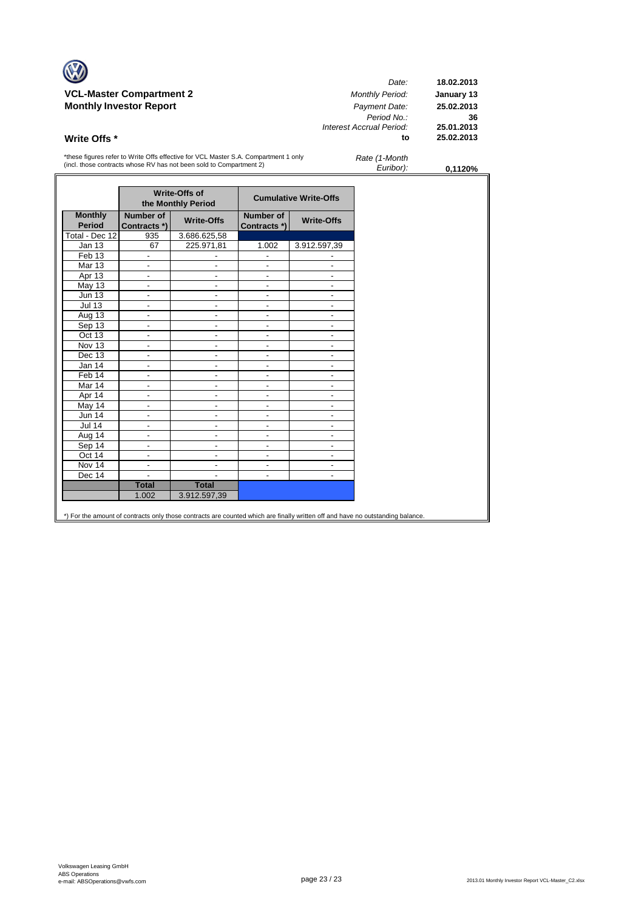**VCL-Master Compartment 2**
**Monthly Investor Report**

| | |
|---|---|
| *Date:* | **18.02.2013** |
| *Monthly Period:* | **January 13** |
| *Payment Date:* | **25.02.2013** |
| *Period No.:* | **36** |
| *Interest Accrual Period:* | **25.01.2013** |
| **to** | **25.02.2013** |

## Write Offs *

*these figures refer to Write Offs effective for VCL Master S.A. Compartment 1 only (incl. those contracts whose RV has not been sold to Compartment 2)

*Rate (1-Month Euribor):* **0,1120%**

| | Write-Offs of the Monthly Period | | Cumulative Write-Offs | |
|---|---|---|---|---|
| **Monthly Period** | **Number of Contracts *)** | **Write-Offs** | **Number of Contracts *)** | **Write-Offs** |
| Total - Dec 12 | 935 | 3.686.625,58 | | |
| Jan 13 | 67 | 225.971,81 | 1.002 | 3.912.597,39 |
| Feb 13 | - | - | - | - |
| Mar 13 | - | - | - | - |
| Apr 13 | - | - | - | - |
| May 13 | - | - | - | - |
| Jun 13 | - | - | - | - |
| Jul 13 | - | - | - | - |
| Aug 13 | - | - | - | - |
| Sep 13 | - | - | - | - |
| Oct 13 | - | - | - | - |
| Nov 13 | - | - | - | - |
| Dec 13 | - | - | - | - |
| Jan 14 | - | - | - | - |
| Feb 14 | - | - | - | - |
| Mar 14 | - | - | - | - |
| Apr 14 | - | - | - | - |
| May 14 | - | - | - | - |
| Jun 14 | - | - | - | - |
| Jul 14 | - | - | - | - |
| Aug 14 | - | - | - | - |
| Sep 14 | - | - | - | - |
| Oct 14 | - | - | - | - |
| Nov 14 | - | - | - | - |
| Dec 14 | - | - | - | - |
| | **Total** | **Total** | | |
| | 1.002 | 3.912.597,39 | | |

*) For the amount of contracts only those contracts are counted which are finally written off and have no outstanding balance.

Volkswagen Leasing GmbH
ABS Operations
e-mail: ABSOperations@vwfs.com

2013.01 Monthly Investor Report VCL-Master_C2.xlsx